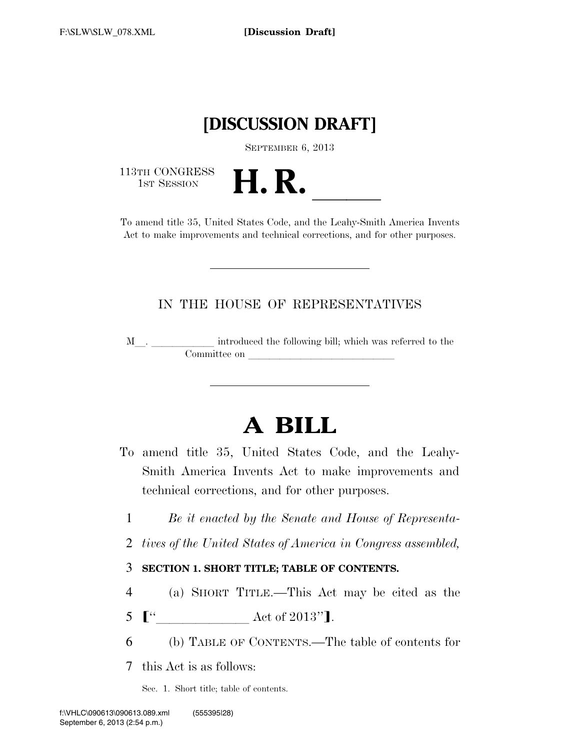**[Discussion Draft]**

# [DISCUSSION DRAFT]

SEPTEMBER 6, 2013

113TH CONGRESS
1ST SESSION

# H. R. \_\_\_\_\_\_

To amend title 35, United States Code, and the Leahy-Smith America Invents Act to make improvements and technical corrections, and for other purposes.

---

IN THE HOUSE OF REPRESENTATIVES

M\_\_. \_\_\_\_\_\_\_\_\_\_\_\_ introduced the following bill; which was referred to the Committee on \_\_\_\_\_\_\_\_\_\_\_\_\_\_\_\_\_\_\_\_\_\_\_\_\_\_\_\_

---

# A BILL

To amend title 35, United States Code, and the Leahy-Smith America Invents Act to make improvements and technical corrections, and for other purposes.

1 *Be it enacted by the Senate and House of Representa-*
2 *tives of the United States of America in Congress assembled,*

3 **SECTION 1. SHORT TITLE; TABLE OF CONTENTS.**

4 (a) SHORT TITLE.—This Act may be cited as the
5 [“\_\_\_\_\_\_\_\_\_\_\_\_\_\_ Act of 2013”].

6 (b) TABLE OF CONTENTS.—The table of contents for
7 this Act is as follows:

Sec. 1. Short title; table of contents.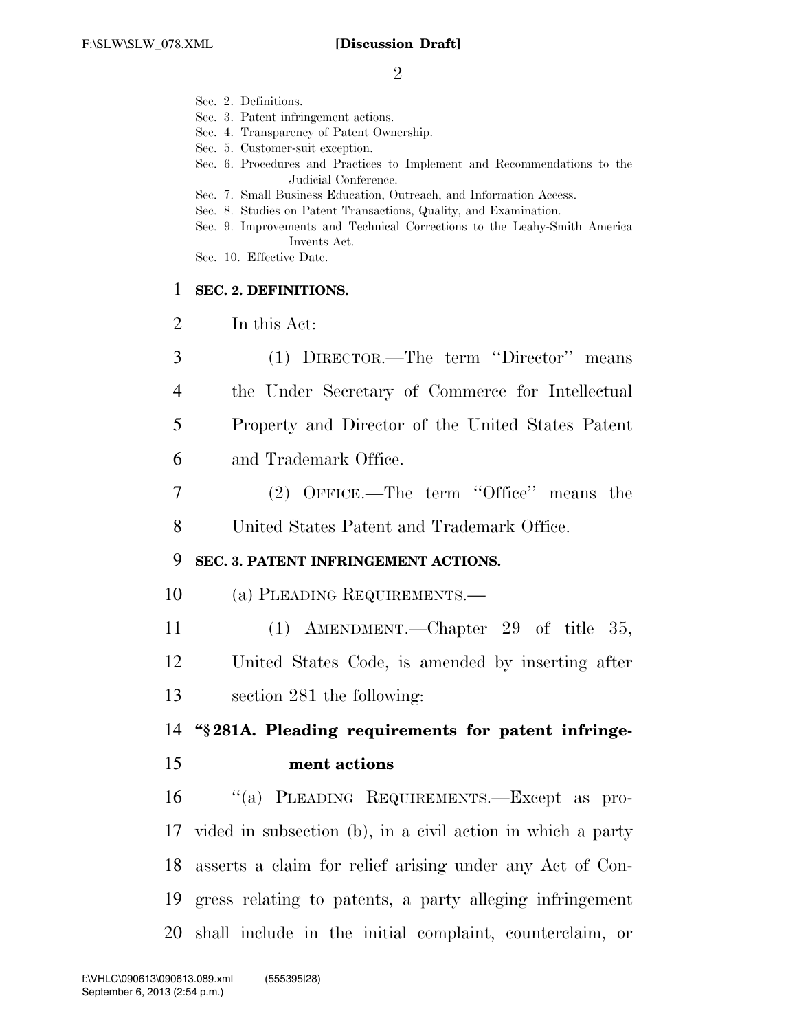Sec. 2. Definitions.
Sec. 3. Patent infringement actions.
Sec. 4. Transparency of Patent Ownership.
Sec. 5. Customer-suit exception.
Sec. 6. Procedures and Practices to Implement and Recommendations to the Judicial Conference.
Sec. 7. Small Business Education, Outreach, and Information Access.
Sec. 8. Studies on Patent Transactions, Quality, and Examination.
Sec. 9. Improvements and Technical Corrections to the Leahy-Smith America Invents Act.
Sec. 10. Effective Date.

**SEC. 2. DEFINITIONS.**

In this Act:

(1) DIRECTOR.—The term ''Director'' means the Under Secretary of Commerce for Intellectual Property and Director of the United States Patent and Trademark Office.

(2) OFFICE.—The term ''Office'' means the United States Patent and Trademark Office.

**SEC. 3. PATENT INFRINGEMENT ACTIONS.**

(a) PLEADING REQUIREMENTS.—

(1) AMENDMENT.—Chapter 29 of title 35, United States Code, is amended by inserting after section 281 the following:

**''§ 281A. Pleading requirements for patent infringement actions**

''(a) PLEADING REQUIREMENTS.—Except as provided in subsection (b), in a civil action in which a party asserts a claim for relief arising under any Act of Congress relating to patents, a party alleging infringement shall include in the initial complaint, counterclaim, or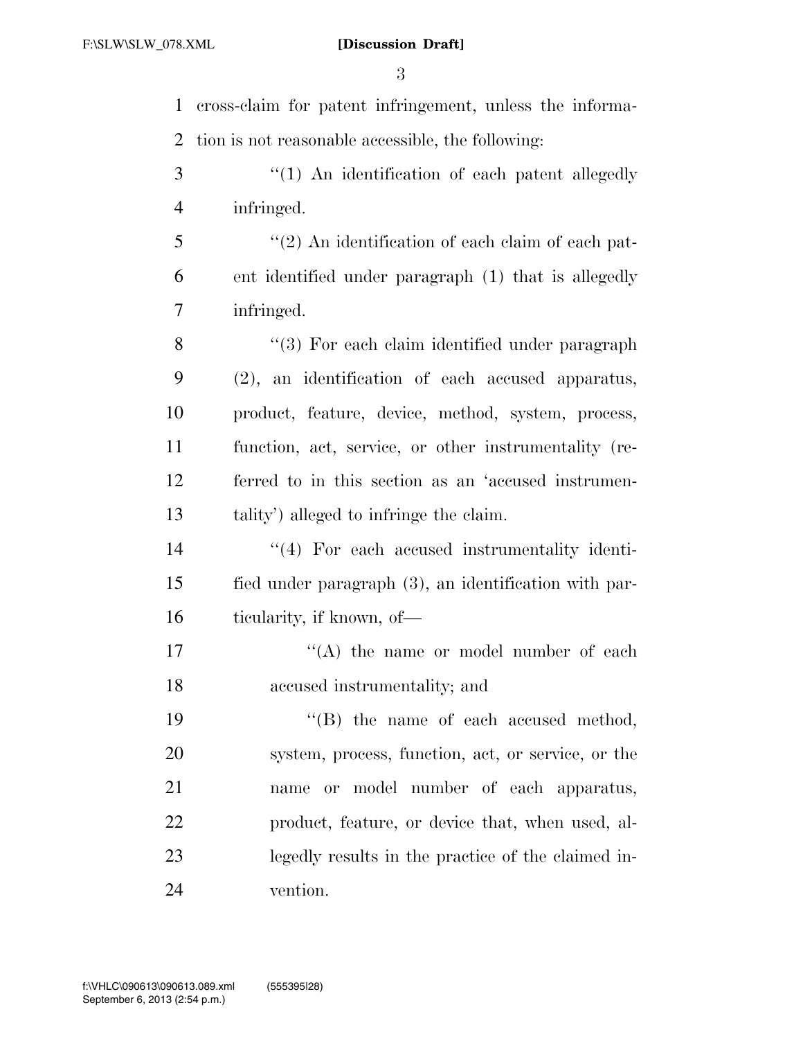cross-claim for patent infringement, unless the information is not reasonable accessible, the following:

"(1) An identification of each patent allegedly infringed.

"(2) An identification of each claim of each patent identified under paragraph (1) that is allegedly infringed.

"(3) For each claim identified under paragraph (2), an identification of each accused apparatus, product, feature, device, method, system, process, function, act, service, or other instrumentality (referred to in this section as an 'accused instrumentality') alleged to infringe the claim.

"(4) For each accused instrumentality identified under paragraph (3), an identification with particularity, if known, of—

"(A) the name or model number of each accused instrumentality; and

"(B) the name of each accused method, system, process, function, act, or service, or the name or model number of each apparatus, product, feature, or device that, when used, allegedly results in the practice of the claimed invention.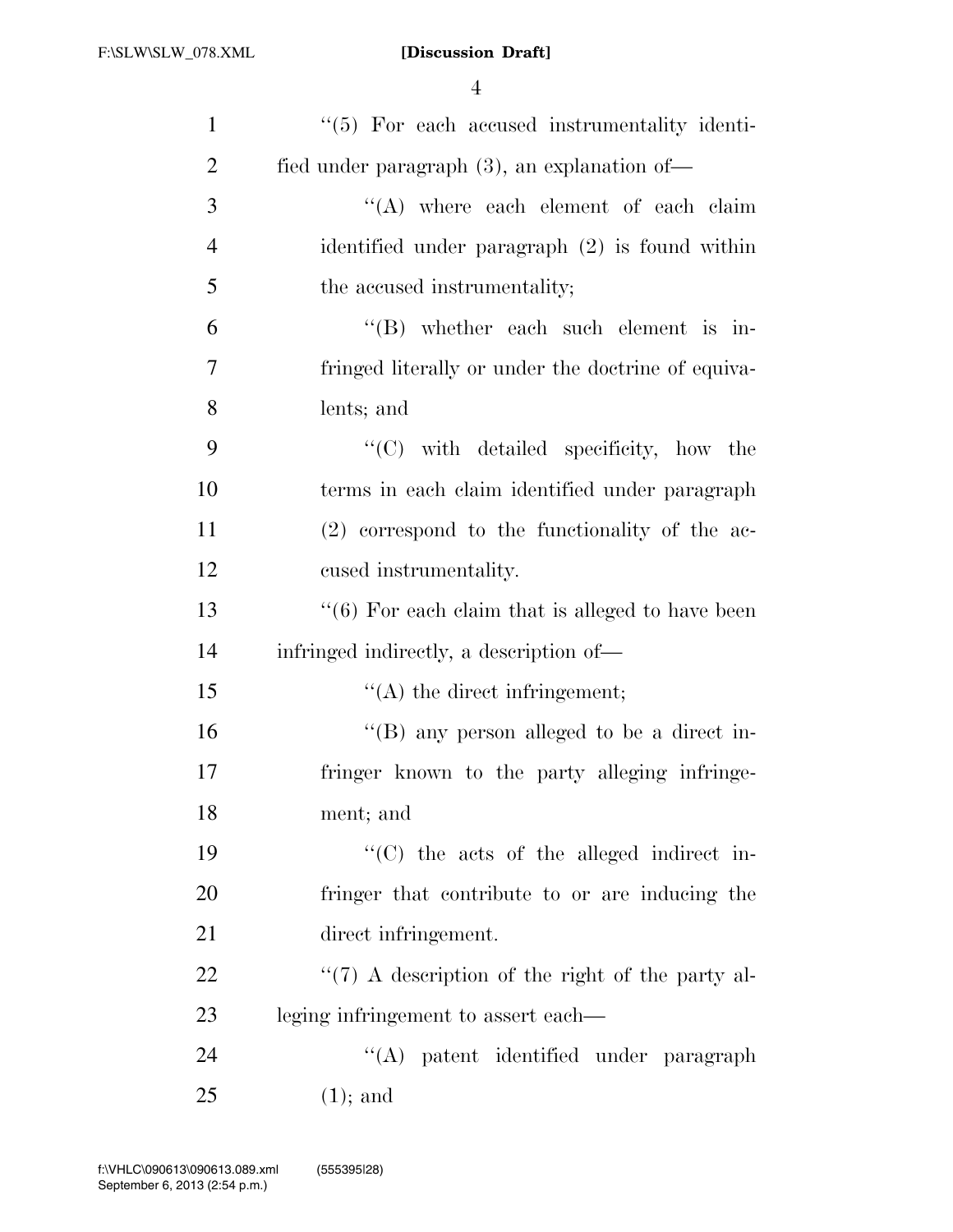''(5) For each accused instrumentality identified under paragraph (3), an explanation of—

''(A) where each element of each claim identified under paragraph (2) is found within the accused instrumentality;

''(B) whether each such element is infringed literally or under the doctrine of equivalents; and

''(C) with detailed specificity, how the terms in each claim identified under paragraph (2) correspond to the functionality of the accused instrumentality.

''(6) For each claim that is alleged to have been infringed indirectly, a description of—

''(A) the direct infringement;

''(B) any person alleged to be a direct infringer known to the party alleging infringement; and

''(C) the acts of the alleged indirect infringer that contribute to or are inducing the direct infringement.

''(7) A description of the right of the party alleging infringement to assert each—

''(A) patent identified under paragraph (1); and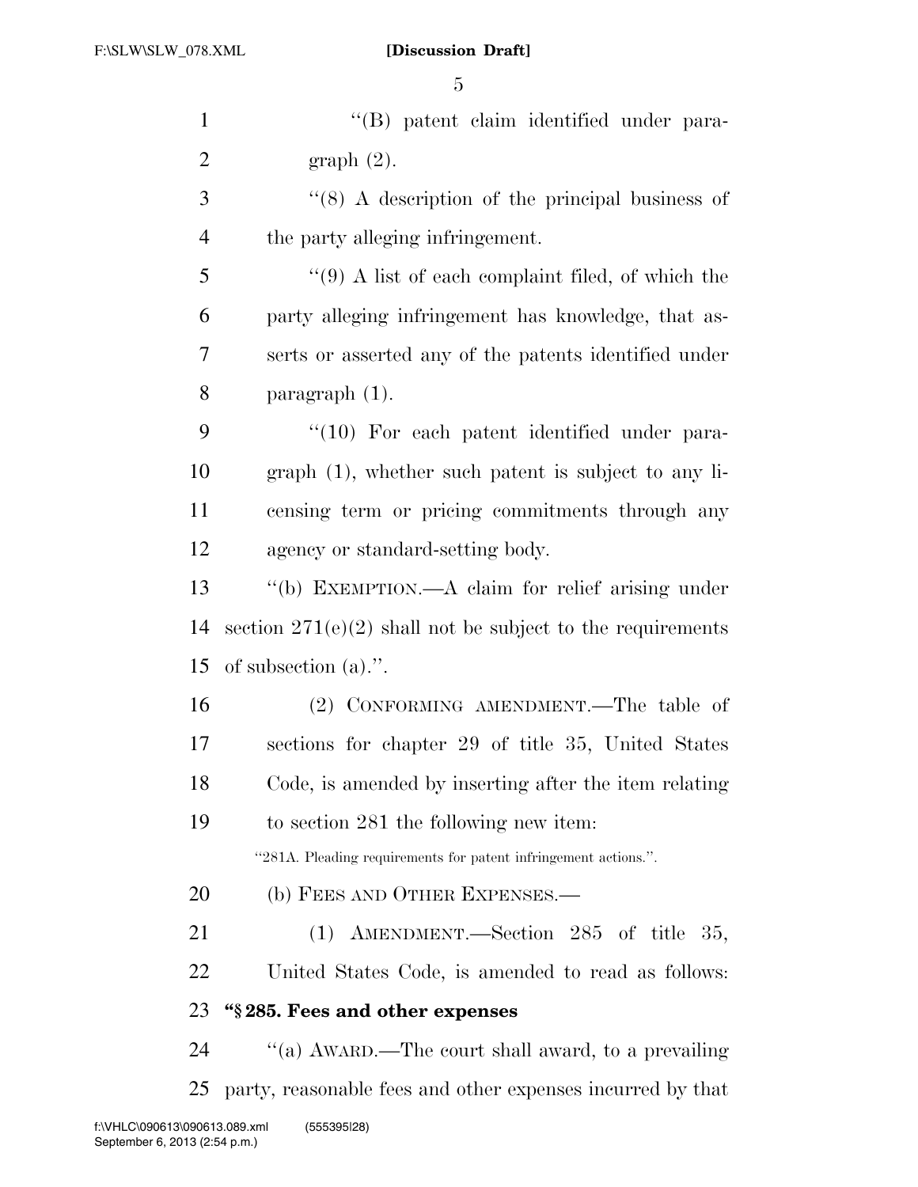"(B) patent claim identified under paragraph (2).

"(8) A description of the principal business of the party alleging infringement.

"(9) A list of each complaint filed, of which the party alleging infringement has knowledge, that asserts or asserted any of the patents identified under paragraph (1).

"(10) For each patent identified under paragraph (1), whether such patent is subject to any licensing term or pricing commitments through any agency or standard-setting body.

"(b) EXEMPTION.—A claim for relief arising under section 271(e)(2) shall not be subject to the requirements of subsection (a).".

(2) CONFORMING AMENDMENT.—The table of sections for chapter 29 of title 35, United States Code, is amended by inserting after the item relating to section 281 the following new item:

"281A. Pleading requirements for patent infringement actions.".

(b) FEES AND OTHER EXPENSES.—

(1) AMENDMENT.—Section 285 of title 35, United States Code, is amended to read as follows:

**"§ 285. Fees and other expenses**

"(a) AWARD.—The court shall award, to a prevailing party, reasonable fees and other expenses incurred by that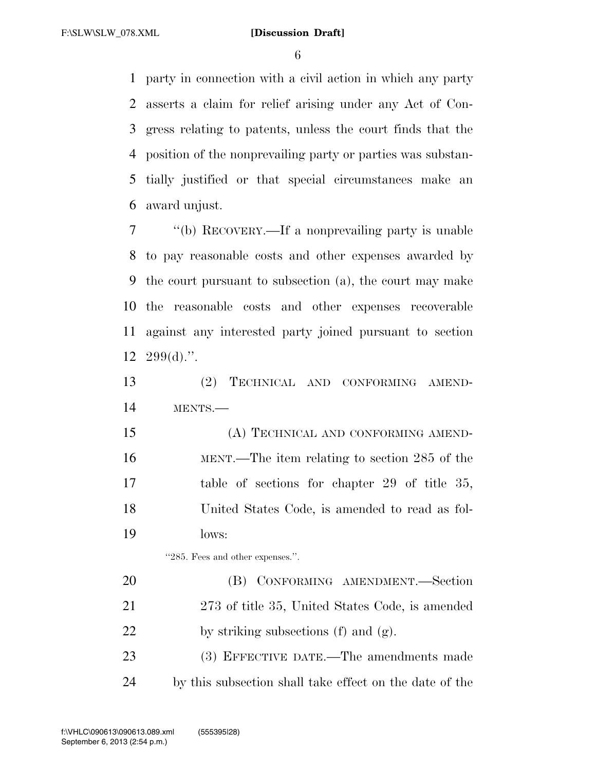party in connection with a civil action in which any party asserts a claim for relief arising under any Act of Congress relating to patents, unless the court finds that the position of the nonprevailing party or parties was substantially justified or that special circumstances make an award unjust.

"(b) RECOVERY.—If a nonprevailing party is unable to pay reasonable costs and other expenses awarded by the court pursuant to subsection (a), the court may make the reasonable costs and other expenses recoverable against any interested party joined pursuant to section 299(d).".

(2) TECHNICAL AND CONFORMING AMENDMENTS.—

(A) TECHNICAL AND CONFORMING AMENDMENT.—The item relating to section 285 of the table of sections for chapter 29 of title 35, United States Code, is amended to read as follows:

"285. Fees and other expenses.".

(B) CONFORMING AMENDMENT.—Section 273 of title 35, United States Code, is amended by striking subsections (f) and (g).

(3) EFFECTIVE DATE.—The amendments made by this subsection shall take effect on the date of the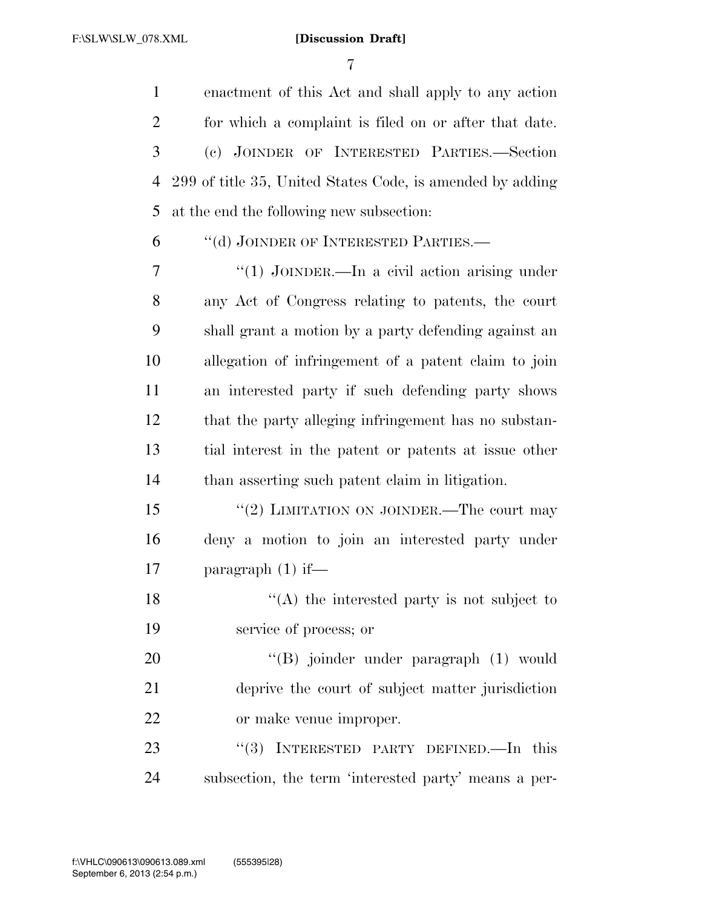enactment of this Act and shall apply to any action for which a complaint is filed on or after that date.

(c) JOINDER OF INTERESTED PARTIES.—Section 299 of title 35, United States Code, is amended by adding at the end the following new subsection:

"(d) JOINDER OF INTERESTED PARTIES.—

"(1) JOINDER.—In a civil action arising under any Act of Congress relating to patents, the court shall grant a motion by a party defending against an allegation of infringement of a patent claim to join an interested party if such defending party shows that the party alleging infringement has no substantial interest in the patent or patents at issue other than asserting such patent claim in litigation.

"(2) LIMITATION ON JOINDER.—The court may deny a motion to join an interested party under paragraph (1) if—

"(A) the interested party is not subject to service of process; or

"(B) joinder under paragraph (1) would deprive the court of subject matter jurisdiction or make venue improper.

"(3) INTERESTED PARTY DEFINED.—In this subsection, the term 'interested party' means a per-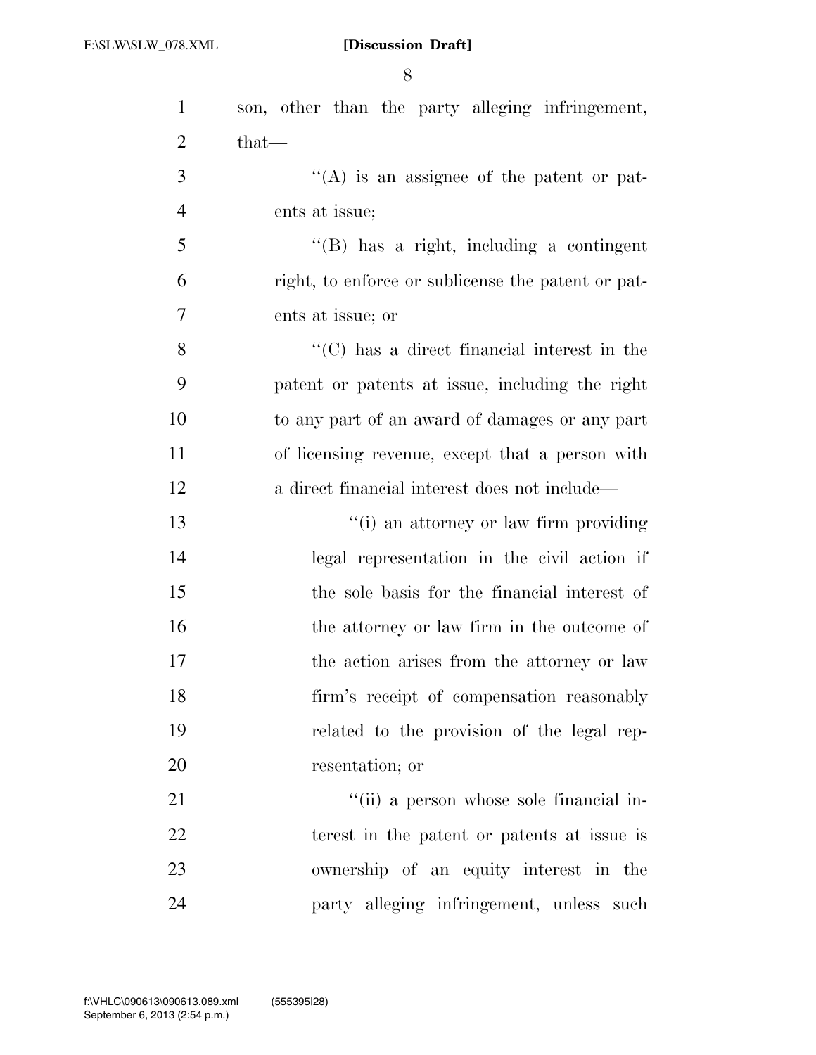son, other than the party alleging infringement, that—

''(A) is an assignee of the patent or patents at issue;

''(B) has a right, including a contingent right, to enforce or sublicense the patent or patents at issue; or

''(C) has a direct financial interest in the patent or patents at issue, including the right to any part of an award of damages or any part of licensing revenue, except that a person with a direct financial interest does not include—

''(i) an attorney or law firm providing legal representation in the civil action if the sole basis for the financial interest of the attorney or law firm in the outcome of the action arises from the attorney or law firm's receipt of compensation reasonably related to the provision of the legal representation; or

''(ii) a person whose sole financial interest in the patent or patents at issue is ownership of an equity interest in the party alleging infringement, unless such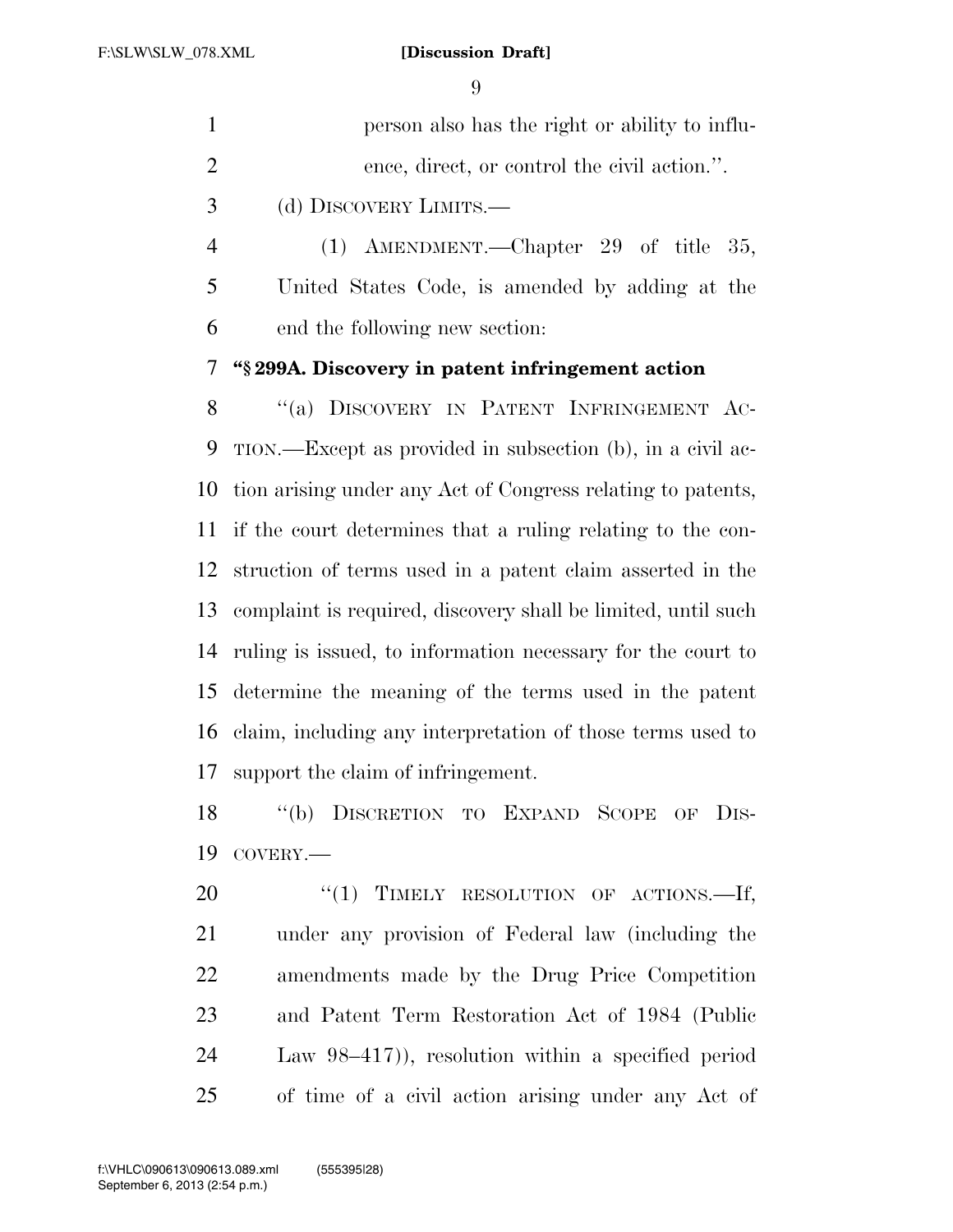person also has the right or ability to influence, direct, or control the civil action.''.

(d) DISCOVERY LIMITS.—

(1) AMENDMENT.—Chapter 29 of title 35, United States Code, is amended by adding at the end the following new section:

**"§ 299A. Discovery in patent infringement action**

"(a) DISCOVERY IN PATENT INFRINGEMENT ACTION.—Except as provided in subsection (b), in a civil action arising under any Act of Congress relating to patents, if the court determines that a ruling relating to the construction of terms used in a patent claim asserted in the complaint is required, discovery shall be limited, until such ruling is issued, to information necessary for the court to determine the meaning of the terms used in the patent claim, including any interpretation of those terms used to support the claim of infringement.

"(b) DISCRETION TO EXPAND SCOPE OF DISCOVERY.—

"(1) TIMELY RESOLUTION OF ACTIONS.—If, under any provision of Federal law (including the amendments made by the Drug Price Competition and Patent Term Restoration Act of 1984 (Public Law 98–417)), resolution within a specified period of time of a civil action arising under any Act of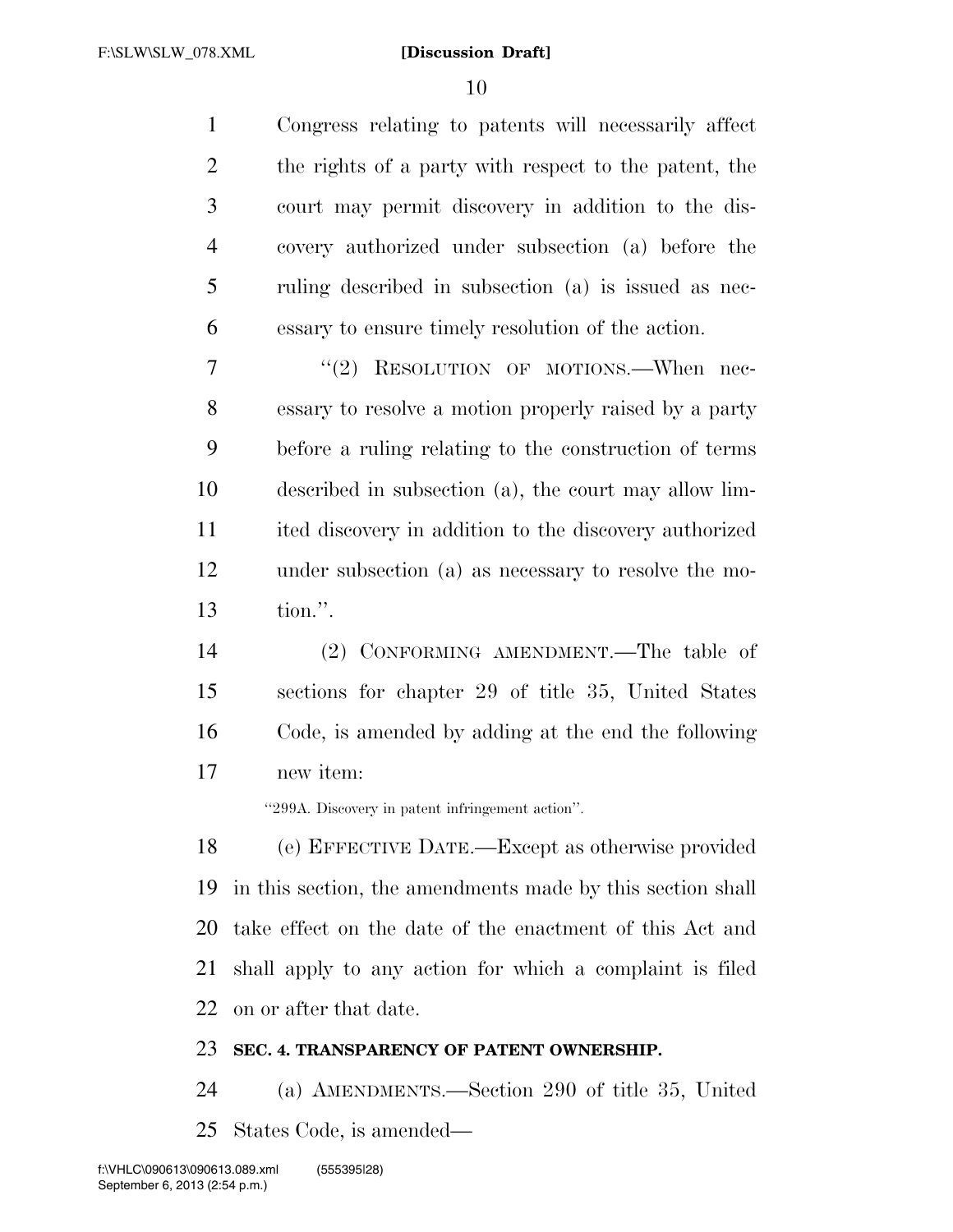Congress relating to patents will necessarily affect the rights of a party with respect to the patent, the court may permit discovery in addition to the discovery authorized under subsection (a) before the ruling described in subsection (a) is issued as necessary to ensure timely resolution of the action.

"(2) RESOLUTION OF MOTIONS.—When necessary to resolve a motion properly raised by a party before a ruling relating to the construction of terms described in subsection (a), the court may allow limited discovery in addition to the discovery authorized under subsection (a) as necessary to resolve the motion.".

(2) CONFORMING AMENDMENT.—The table of sections for chapter 29 of title 35, United States Code, is amended by adding at the end the following new item:

"299A. Discovery in patent infringement action".

(e) EFFECTIVE DATE.—Except as otherwise provided in this section, the amendments made by this section shall take effect on the date of the enactment of this Act and shall apply to any action for which a complaint is filed on or after that date.

**SEC. 4. TRANSPARENCY OF PATENT OWNERSHIP.**

(a) AMENDMENTS.—Section 290 of title 35, United States Code, is amended—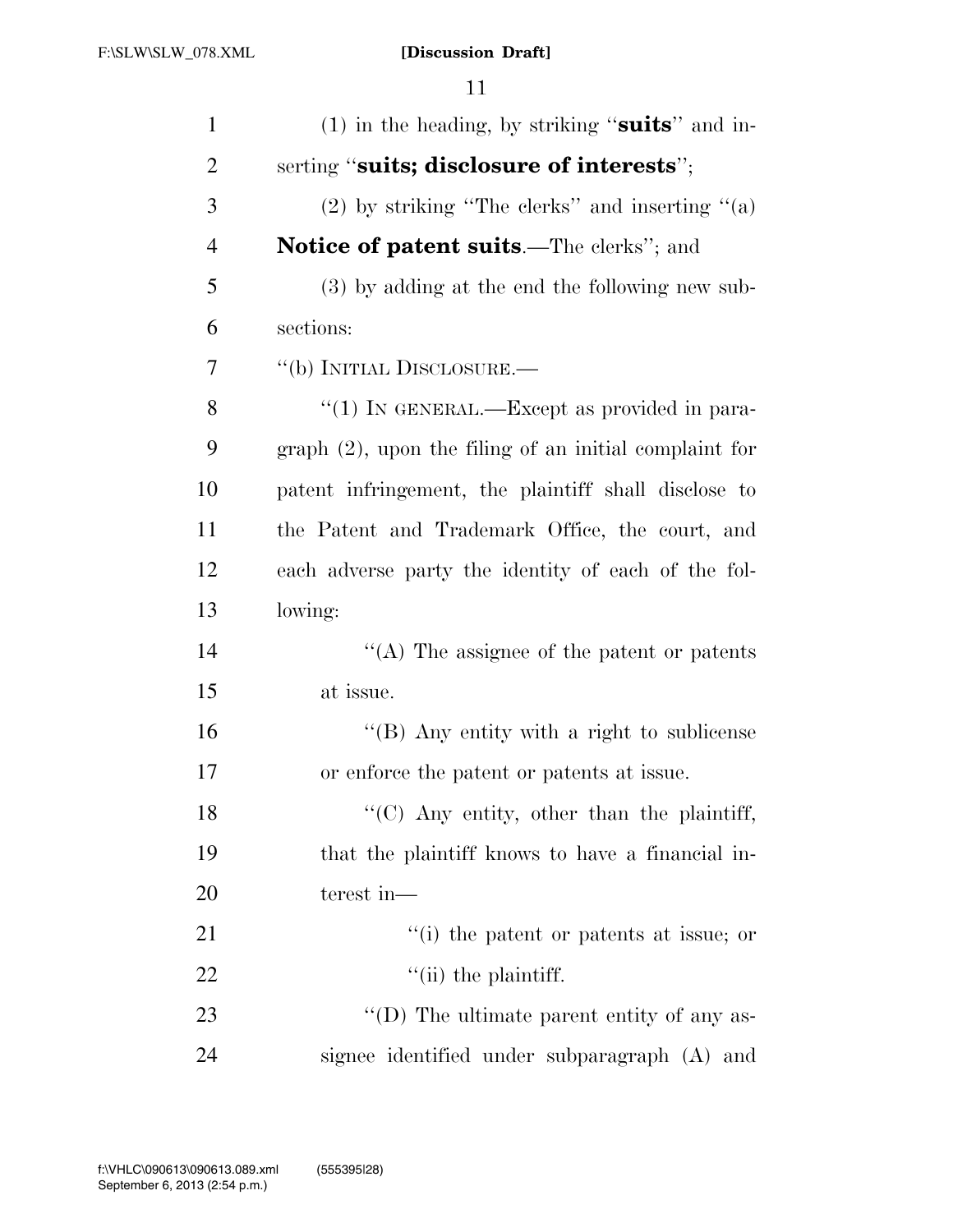(1) in the heading, by striking "**suits**" and inserting "**suits; disclosure of interests**";

(2) by striking "The clerks" and inserting "(a) **Notice of patent suits**.—The clerks"; and

(3) by adding at the end the following new subsections:

"(b) INITIAL DISCLOSURE.—

"(1) IN GENERAL.—Except as provided in paragraph (2), upon the filing of an initial complaint for patent infringement, the plaintiff shall disclose to the Patent and Trademark Office, the court, and each adverse party the identity of each of the following:

"(A) The assignee of the patent or patents at issue.

"(B) Any entity with a right to sublicense or enforce the patent or patents at issue.

"(C) Any entity, other than the plaintiff, that the plaintiff knows to have a financial interest in—

"(i) the patent or patents at issue; or

"(ii) the plaintiff.

"(D) The ultimate parent entity of any assignee identified under subparagraph (A) and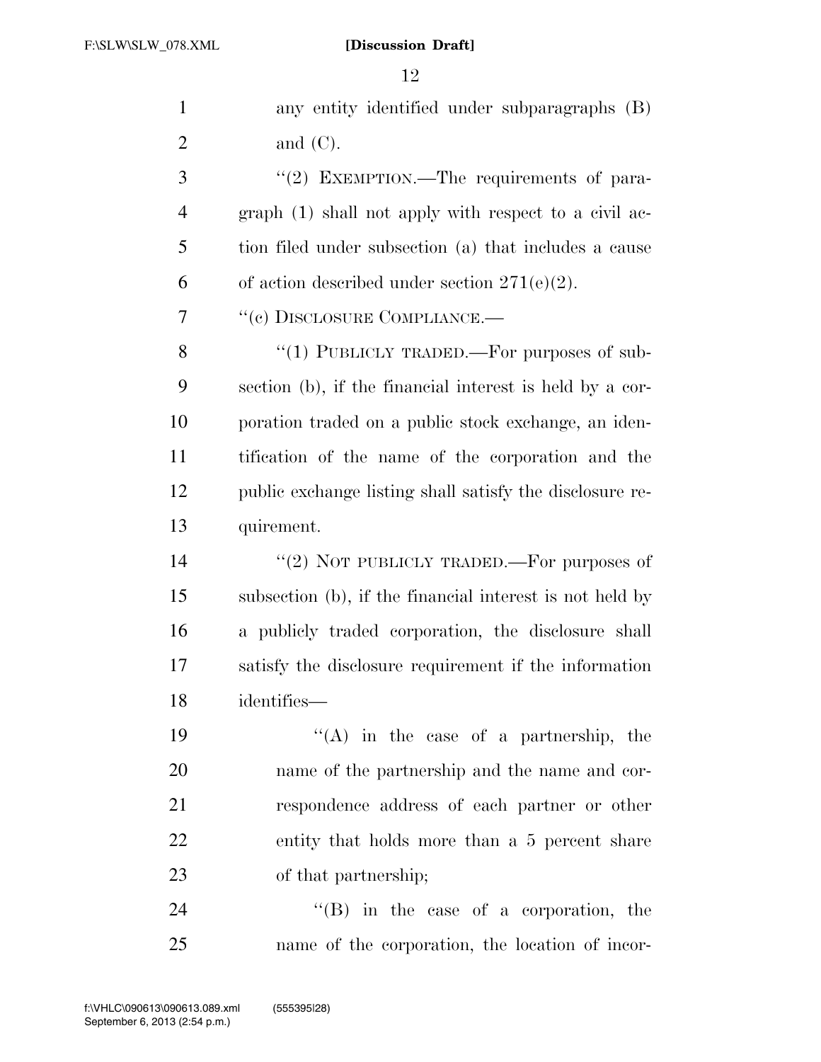any entity identified under subparagraphs (B) and (C).

"(2) EXEMPTION.—The requirements of paragraph (1) shall not apply with respect to a civil action filed under subsection (a) that includes a cause of action described under section 271(e)(2).

"(c) DISCLOSURE COMPLIANCE.—

"(1) PUBLICLY TRADED.—For purposes of subsection (b), if the financial interest is held by a corporation traded on a public stock exchange, an identification of the name of the corporation and the public exchange listing shall satisfy the disclosure requirement.

"(2) NOT PUBLICLY TRADED.—For purposes of subsection (b), if the financial interest is not held by a publicly traded corporation, the disclosure shall satisfy the disclosure requirement if the information identifies—

"(A) in the case of a partnership, the name of the partnership and the name and correspondence address of each partner or other entity that holds more than a 5 percent share of that partnership;

"(B) in the case of a corporation, the name of the corporation, the location of incor-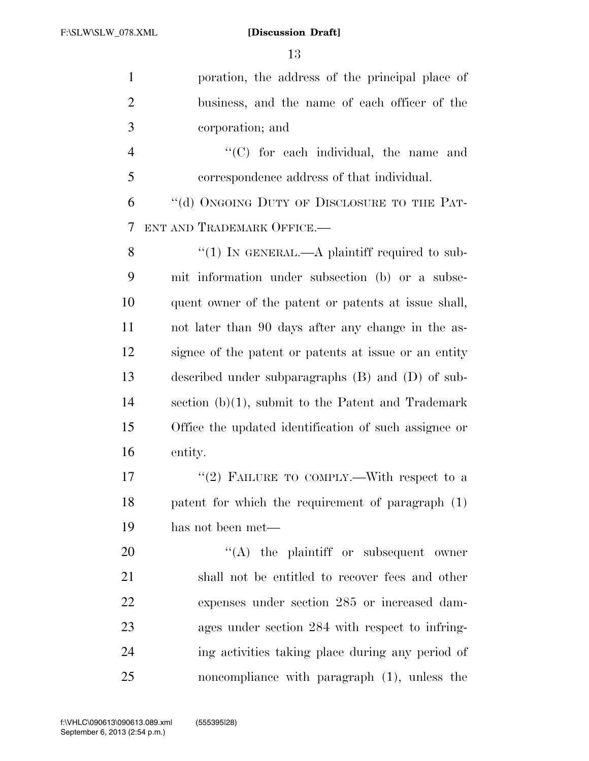poration, the address of the principal place of business, and the name of each officer of the corporation; and

"(C) for each individual, the name and correspondence address of that individual.

"(d) ONGOING DUTY OF DISCLOSURE TO THE PATENT AND TRADEMARK OFFICE.—

"(1) IN GENERAL.—A plaintiff required to submit information under subsection (b) or a subsequent owner of the patent or patents at issue shall, not later than 90 days after any change in the assignee of the patent or patents at issue or an entity described under subparagraphs (B) and (D) of subsection (b)(1), submit to the Patent and Trademark Office the updated identification of such assignee or entity.

"(2) FAILURE TO COMPLY.—With respect to a patent for which the requirement of paragraph (1) has not been met—

"(A) the plaintiff or subsequent owner shall not be entitled to recover fees and other expenses under section 285 or increased damages under section 284 with respect to infringing activities taking place during any period of noncompliance with paragraph (1), unless the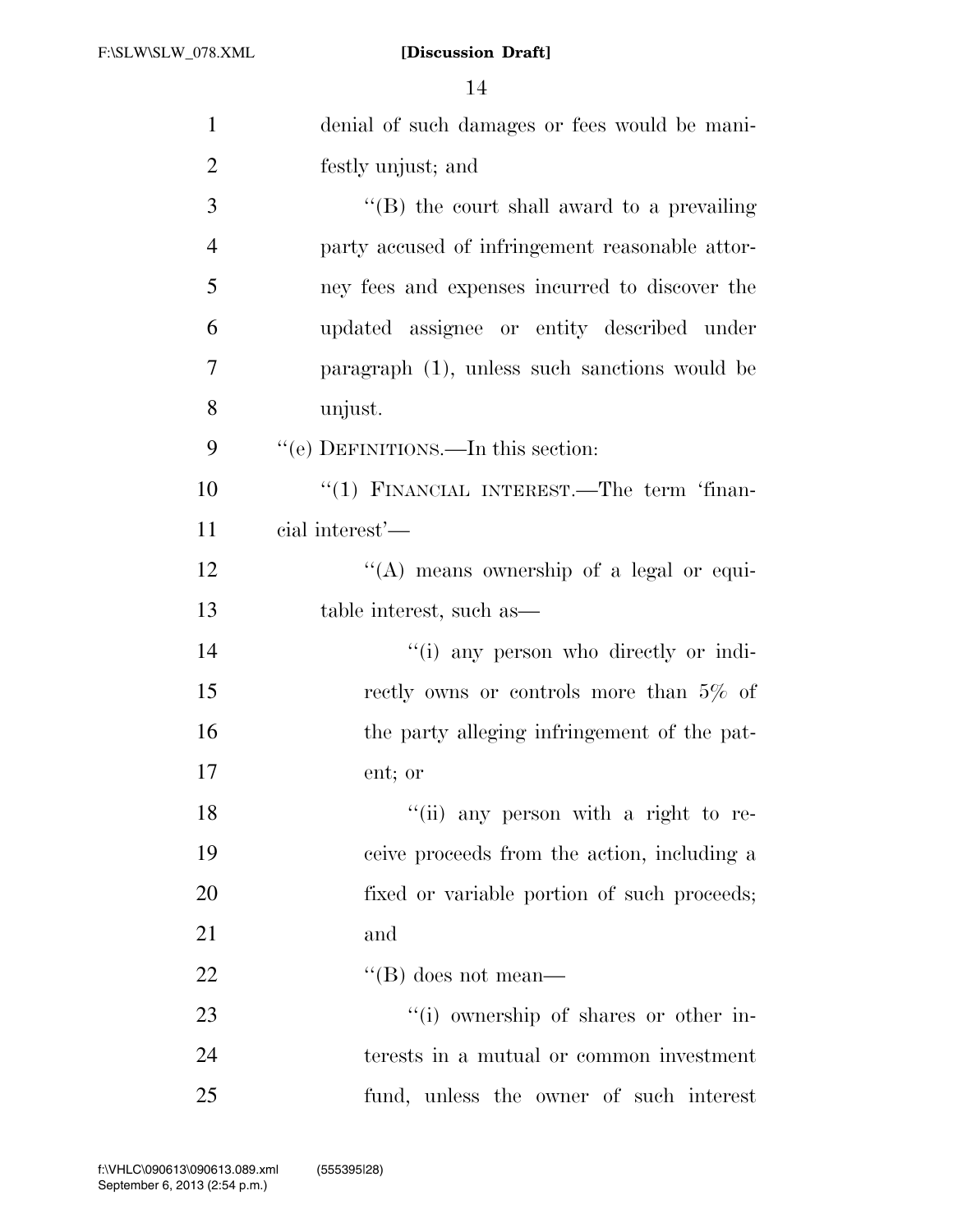denial of such damages or fees would be manifestly unjust; and

"(B) the court shall award to a prevailing party accused of infringement reasonable attorney fees and expenses incurred to discover the updated assignee or entity described under paragraph (1), unless such sanctions would be unjust.

"(e) DEFINITIONS.—In this section:

"(1) FINANCIAL INTEREST.—The term 'financial interest'—

"(A) means ownership of a legal or equitable interest, such as—

"(i) any person who directly or indirectly owns or controls more than 5% of the party alleging infringement of the patent; or

"(ii) any person with a right to receive proceeds from the action, including a fixed or variable portion of such proceeds; and

"(B) does not mean—

"(i) ownership of shares or other interests in a mutual or common investment fund, unless the owner of such interest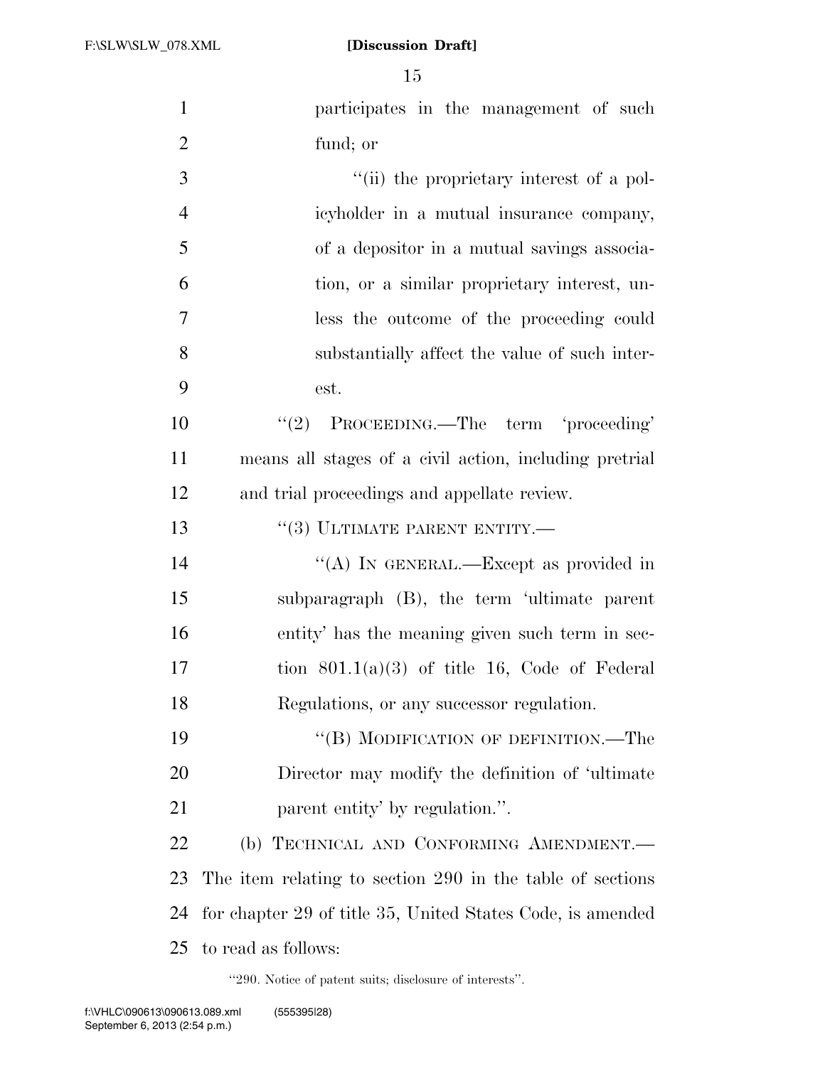participates in the management of such fund; or

"(ii) the proprietary interest of a policyholder in a mutual insurance company, of a depositor in a mutual savings association, or a similar proprietary interest, unless the outcome of the proceeding could substantially affect the value of such interest.

"(2) PROCEEDING.—The term 'proceeding' means all stages of a civil action, including pretrial and trial proceedings and appellate review.

"(3) ULTIMATE PARENT ENTITY.—

"(A) IN GENERAL.—Except as provided in subparagraph (B), the term 'ultimate parent entity' has the meaning given such term in section 801.1(a)(3) of title 16, Code of Federal Regulations, or any successor regulation.

"(B) MODIFICATION OF DEFINITION.—The Director may modify the definition of 'ultimate parent entity' by regulation.".

(b) TECHNICAL AND CONFORMING AMENDMENT.—The item relating to section 290 in the table of sections for chapter 29 of title 35, United States Code, is amended to read as follows:

"290. Notice of patent suits; disclosure of interests".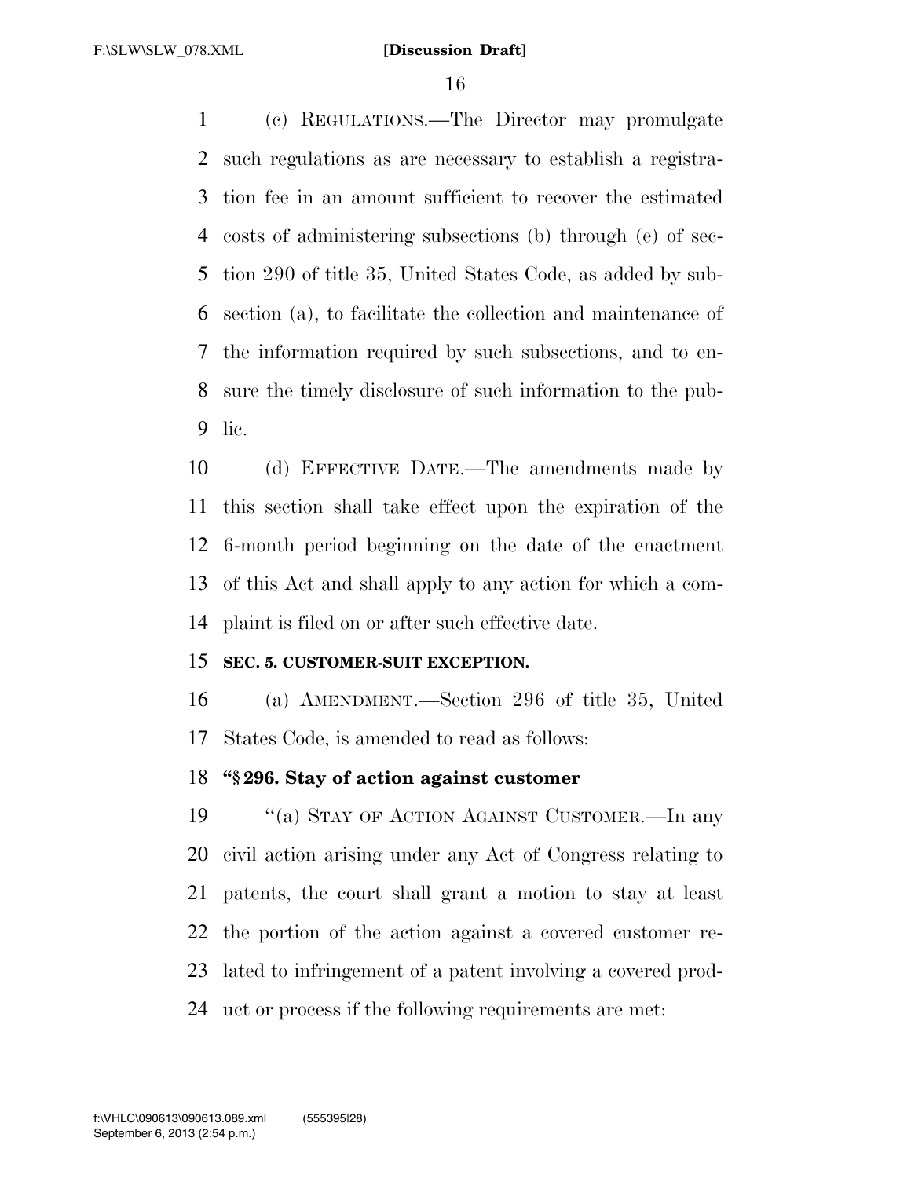(c) REGULATIONS.—The Director may promulgate such regulations as are necessary to establish a registration fee in an amount sufficient to recover the estimated costs of administering subsections (b) through (e) of section 290 of title 35, United States Code, as added by subsection (a), to facilitate the collection and maintenance of the information required by such subsections, and to ensure the timely disclosure of such information to the public.

(d) EFFECTIVE DATE.—The amendments made by this section shall take effect upon the expiration of the 6-month period beginning on the date of the enactment of this Act and shall apply to any action for which a complaint is filed on or after such effective date.

**SEC. 5. CUSTOMER-SUIT EXCEPTION.**

(a) AMENDMENT.—Section 296 of title 35, United States Code, is amended to read as follows:

**"§ 296. Stay of action against customer**

"(a) STAY OF ACTION AGAINST CUSTOMER.—In any civil action arising under any Act of Congress relating to patents, the court shall grant a motion to stay at least the portion of the action against a covered customer related to infringement of a patent involving a covered product or process if the following requirements are met: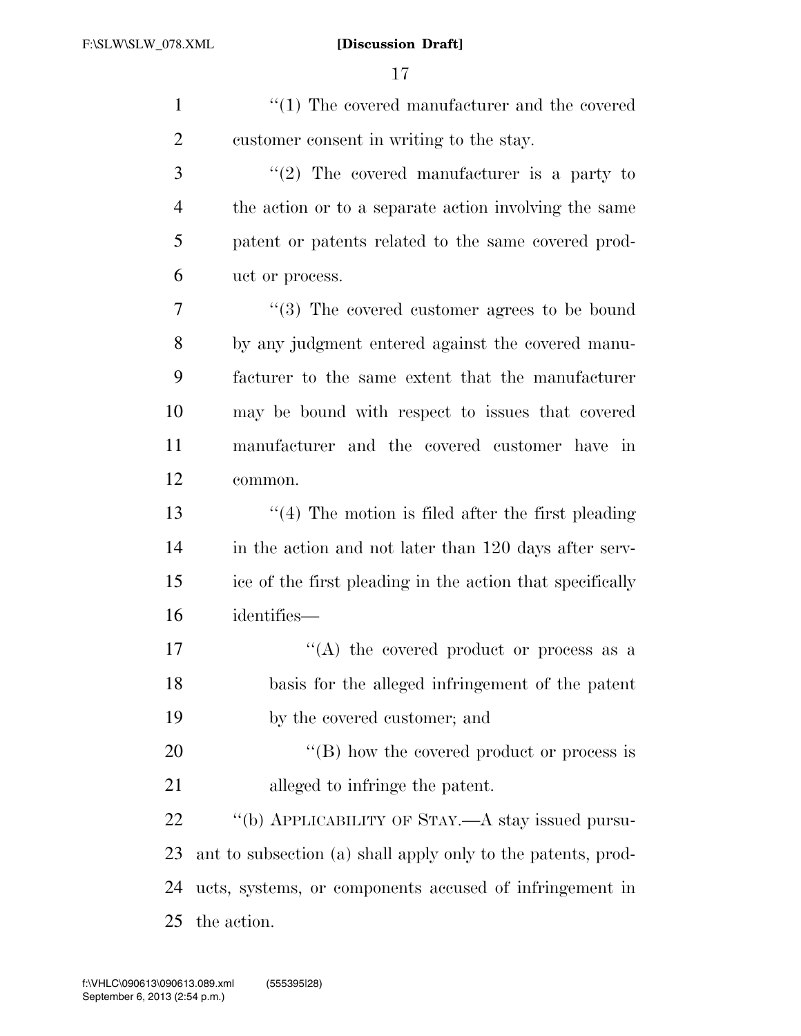"(1) The covered manufacturer and the covered customer consent in writing to the stay.

"(2) The covered manufacturer is a party to the action or to a separate action involving the same patent or patents related to the same covered product or process.

"(3) The covered customer agrees to be bound by any judgment entered against the covered manufacturer to the same extent that the manufacturer may be bound with respect to issues that covered manufacturer and the covered customer have in common.

"(4) The motion is filed after the first pleading in the action and not later than 120 days after service of the first pleading in the action that specifically identifies—

"(A) the covered product or process as a basis for the alleged infringement of the patent by the covered customer; and

"(B) how the covered product or process is alleged to infringe the patent.

"(b) APPLICABILITY OF STAY.—A stay issued pursuant to subsection (a) shall apply only to the patents, products, systems, or components accused of infringement in the action.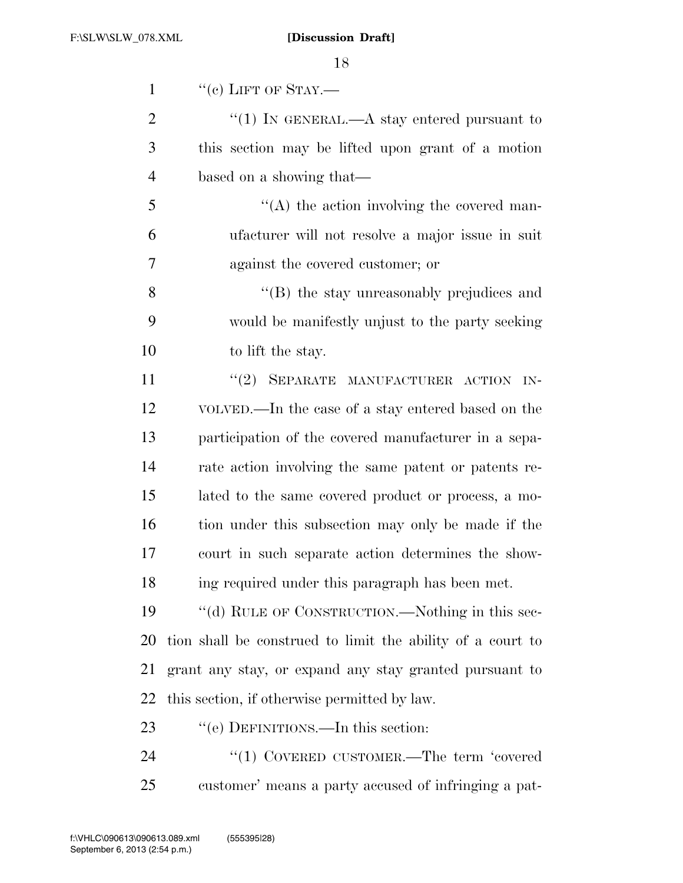"(c) LIFT OF STAY.—

"(1) IN GENERAL.—A stay entered pursuant to this section may be lifted upon grant of a motion based on a showing that—

"(A) the action involving the covered manufacturer will not resolve a major issue in suit against the covered customer; or

"(B) the stay unreasonably prejudices and would be manifestly unjust to the party seeking to lift the stay.

"(2) SEPARATE MANUFACTURER ACTION INVOLVED.—In the case of a stay entered based on the participation of the covered manufacturer in a separate action involving the same patent or patents related to the same covered product or process, a motion under this subsection may only be made if the court in such separate action determines the showing required under this paragraph has been met.

"(d) RULE OF CONSTRUCTION.—Nothing in this section shall be construed to limit the ability of a court to grant any stay, or expand any stay granted pursuant to this section, if otherwise permitted by law.

"(e) DEFINITIONS.—In this section:

"(1) COVERED CUSTOMER.—The term 'covered customer' means a party accused of infringing a pat-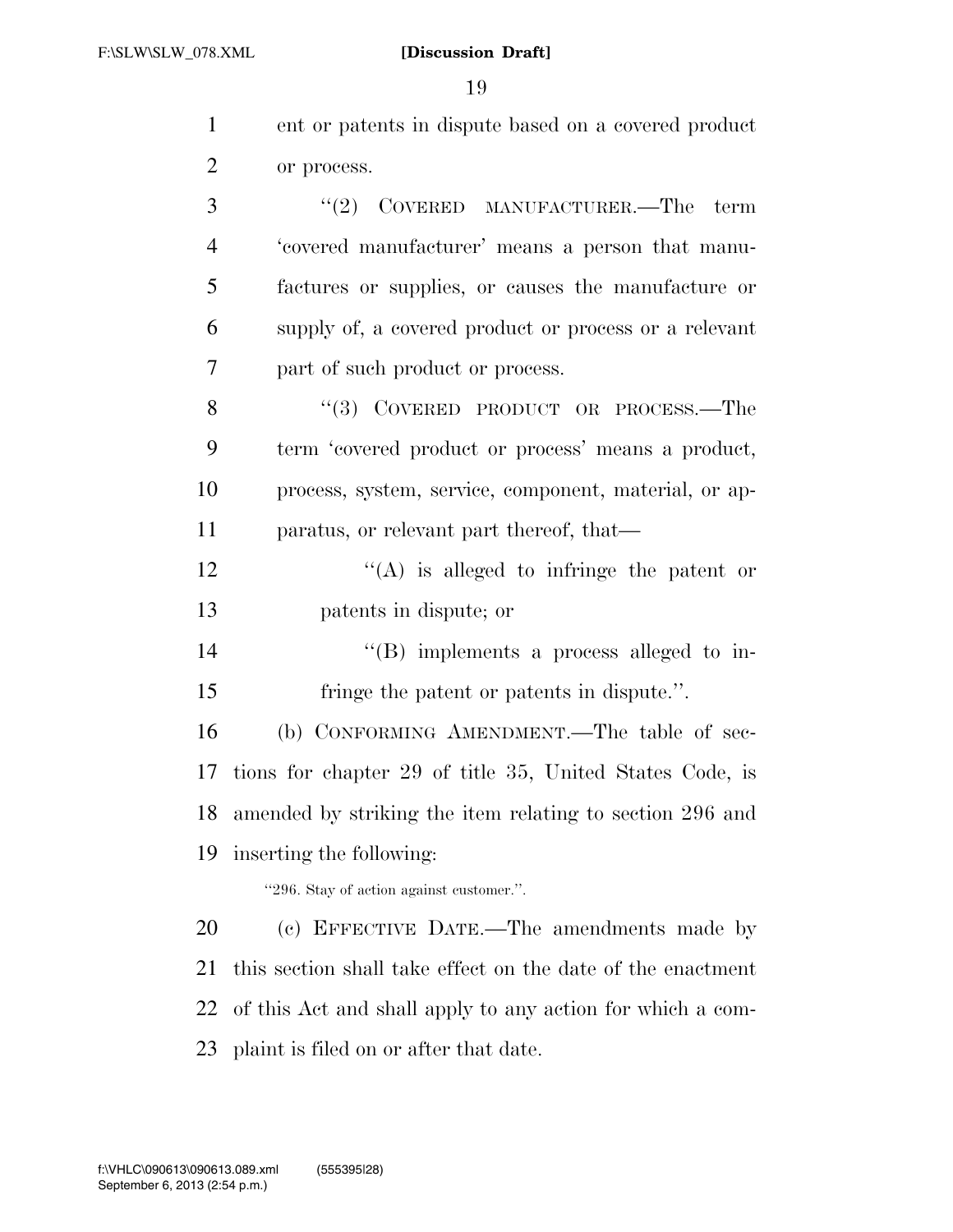ent or patents in dispute based on a covered product or process.

"(2) COVERED MANUFACTURER.—The term 'covered manufacturer' means a person that manufactures or supplies, or causes the manufacture or supply of, a covered product or process or a relevant part of such product or process.

"(3) COVERED PRODUCT OR PROCESS.—The term 'covered product or process' means a product, process, system, service, component, material, or apparatus, or relevant part thereof, that—

"(A) is alleged to infringe the patent or patents in dispute; or

"(B) implements a process alleged to infringe the patent or patents in dispute.".

(b) CONFORMING AMENDMENT.—The table of sections for chapter 29 of title 35, United States Code, is amended by striking the item relating to section 296 and inserting the following:

"296. Stay of action against customer.".

(c) EFFECTIVE DATE.—The amendments made by this section shall take effect on the date of the enactment of this Act and shall apply to any action for which a complaint is filed on or after that date.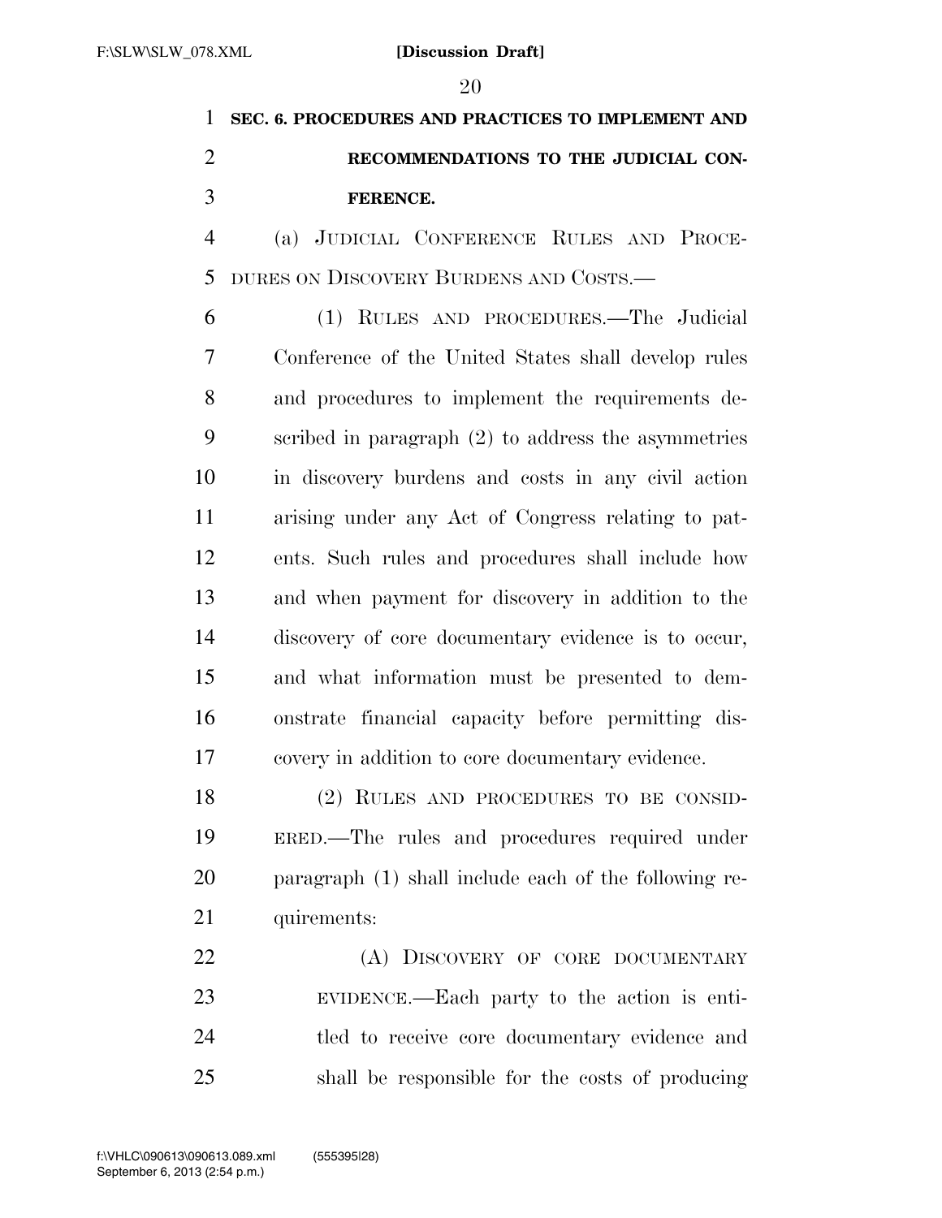**SEC. 6. PROCEDURES AND PRACTICES TO IMPLEMENT AND RECOMMENDATIONS TO THE JUDICIAL CONFERENCE.**

(a) JUDICIAL CONFERENCE RULES AND PROCEDURES ON DISCOVERY BURDENS AND COSTS.—

(1) RULES AND PROCEDURES.—The Judicial Conference of the United States shall develop rules and procedures to implement the requirements described in paragraph (2) to address the asymmetries in discovery burdens and costs in any civil action arising under any Act of Congress relating to patents. Such rules and procedures shall include how and when payment for discovery in addition to the discovery of core documentary evidence is to occur, and what information must be presented to demonstrate financial capacity before permitting discovery in addition to core documentary evidence.

(2) RULES AND PROCEDURES TO BE CONSIDERED.—The rules and procedures required under paragraph (1) shall include each of the following requirements:

(A) DISCOVERY OF CORE DOCUMENTARY EVIDENCE.—Each party to the action is entitled to receive core documentary evidence and shall be responsible for the costs of producing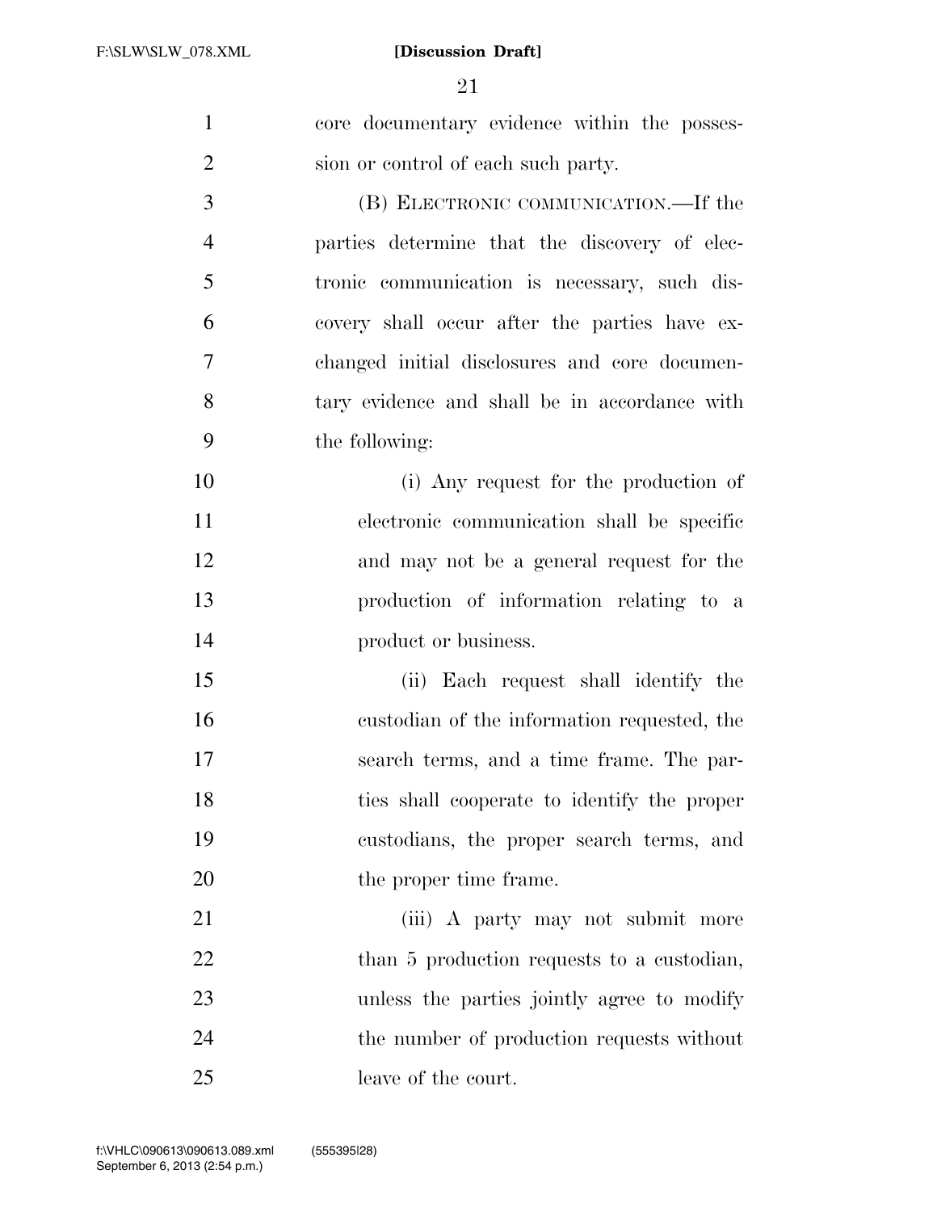core documentary evidence within the possession or control of each such party.

(B) ELECTRONIC COMMUNICATION.—If the parties determine that the discovery of electronic communication is necessary, such discovery shall occur after the parties have exchanged initial disclosures and core documentary evidence and shall be in accordance with the following:

(i) Any request for the production of electronic communication shall be specific and may not be a general request for the production of information relating to a product or business.

(ii) Each request shall identify the custodian of the information requested, the search terms, and a time frame. The parties shall cooperate to identify the proper custodians, the proper search terms, and the proper time frame.

(iii) A party may not submit more than 5 production requests to a custodian, unless the parties jointly agree to modify the number of production requests without leave of the court.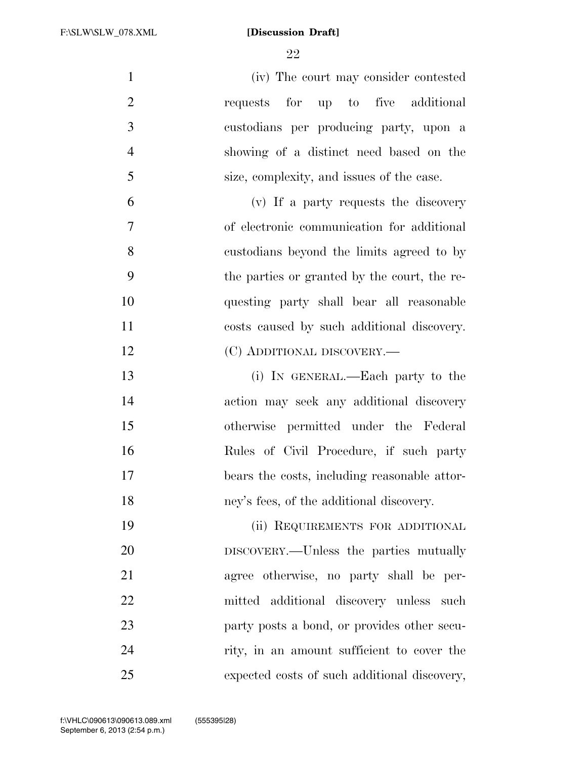(iv) The court may consider contested requests for up to five additional custodians per producing party, upon a showing of a distinct need based on the size, complexity, and issues of the case.

(v) If a party requests the discovery of electronic communication for additional custodians beyond the limits agreed to by the parties or granted by the court, the requesting party shall bear all reasonable costs caused by such additional discovery.

(C) ADDITIONAL DISCOVERY.—

(i) IN GENERAL.—Each party to the action may seek any additional discovery otherwise permitted under the Federal Rules of Civil Procedure, if such party bears the costs, including reasonable attorney's fees, of the additional discovery.

(ii) REQUIREMENTS FOR ADDITIONAL DISCOVERY.—Unless the parties mutually agree otherwise, no party shall be permitted additional discovery unless such party posts a bond, or provides other security, in an amount sufficient to cover the expected costs of such additional discovery,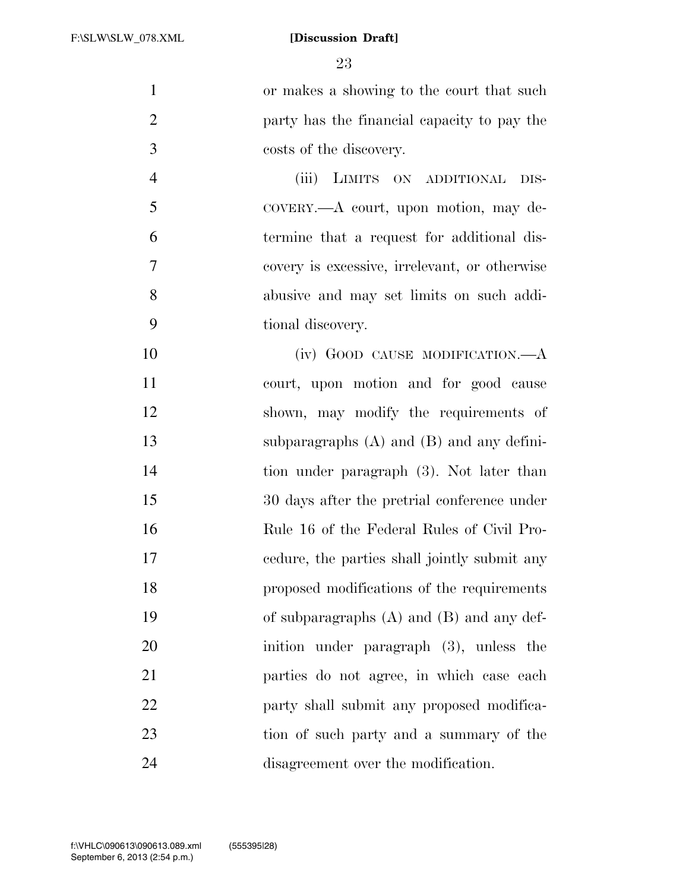or makes a showing to the court that such party has the financial capacity to pay the costs of the discovery.

(iii) LIMITS ON ADDITIONAL DISCOVERY.—A court, upon motion, may determine that a request for additional discovery is excessive, irrelevant, or otherwise abusive and may set limits on such additional discovery.

(iv) GOOD CAUSE MODIFICATION.—A court, upon motion and for good cause shown, may modify the requirements of subparagraphs (A) and (B) and any definition under paragraph (3). Not later than 30 days after the pretrial conference under Rule 16 of the Federal Rules of Civil Procedure, the parties shall jointly submit any proposed modifications of the requirements of subparagraphs (A) and (B) and any definition under paragraph (3), unless the parties do not agree, in which case each party shall submit any proposed modification of such party and a summary of the disagreement over the modification.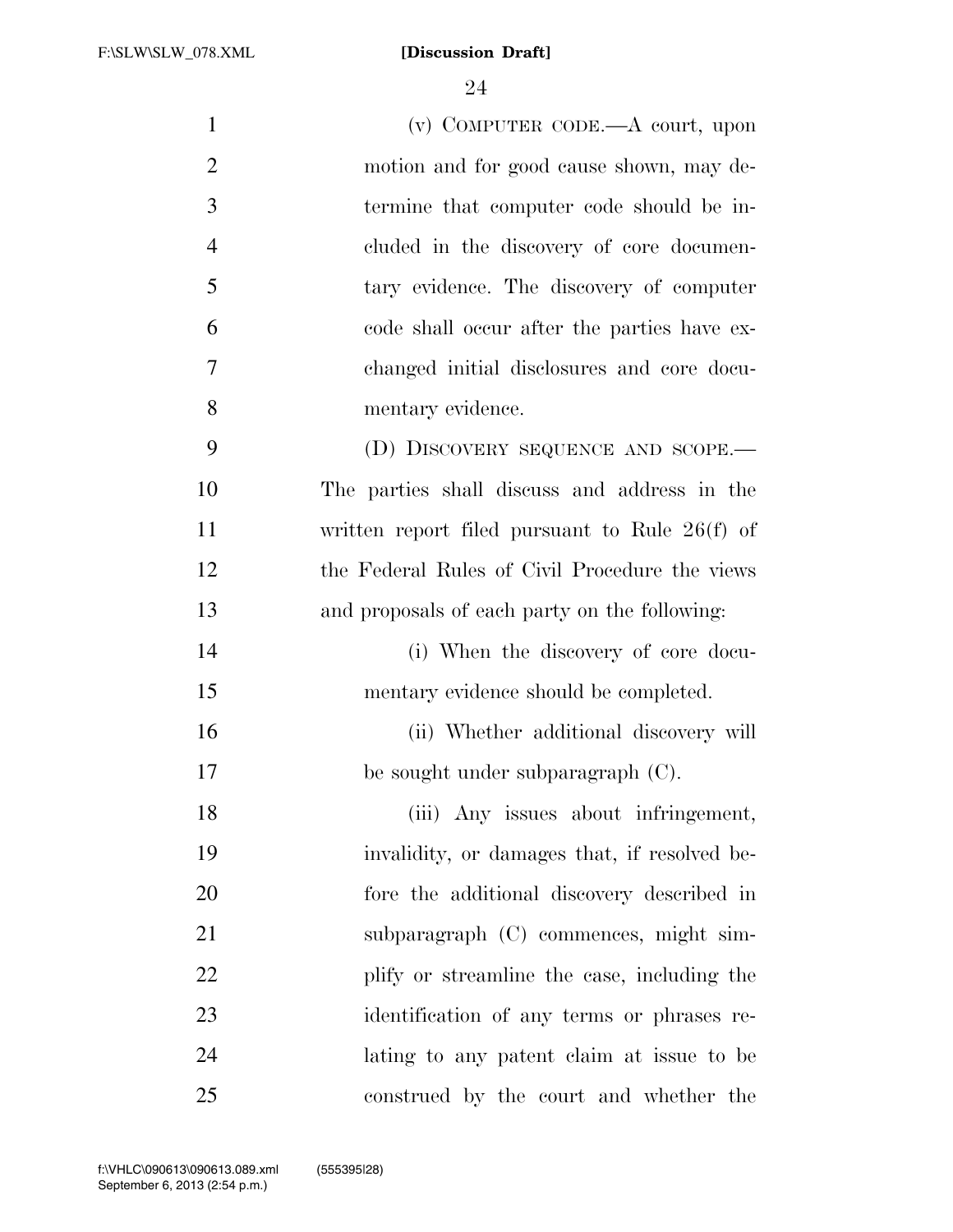(v) COMPUTER CODE.—A court, upon motion and for good cause shown, may determine that computer code should be included in the discovery of core documentary evidence. The discovery of computer code shall occur after the parties have exchanged initial disclosures and core documentary evidence.

(D) DISCOVERY SEQUENCE AND SCOPE.—The parties shall discuss and address in the written report filed pursuant to Rule 26(f) of the Federal Rules of Civil Procedure the views and proposals of each party on the following:

(i) When the discovery of core documentary evidence should be completed.

(ii) Whether additional discovery will be sought under subparagraph (C).

(iii) Any issues about infringement, invalidity, or damages that, if resolved before the additional discovery described in subparagraph (C) commences, might simplify or streamline the case, including the identification of any terms or phrases relating to any patent claim at issue to be construed by the court and whether the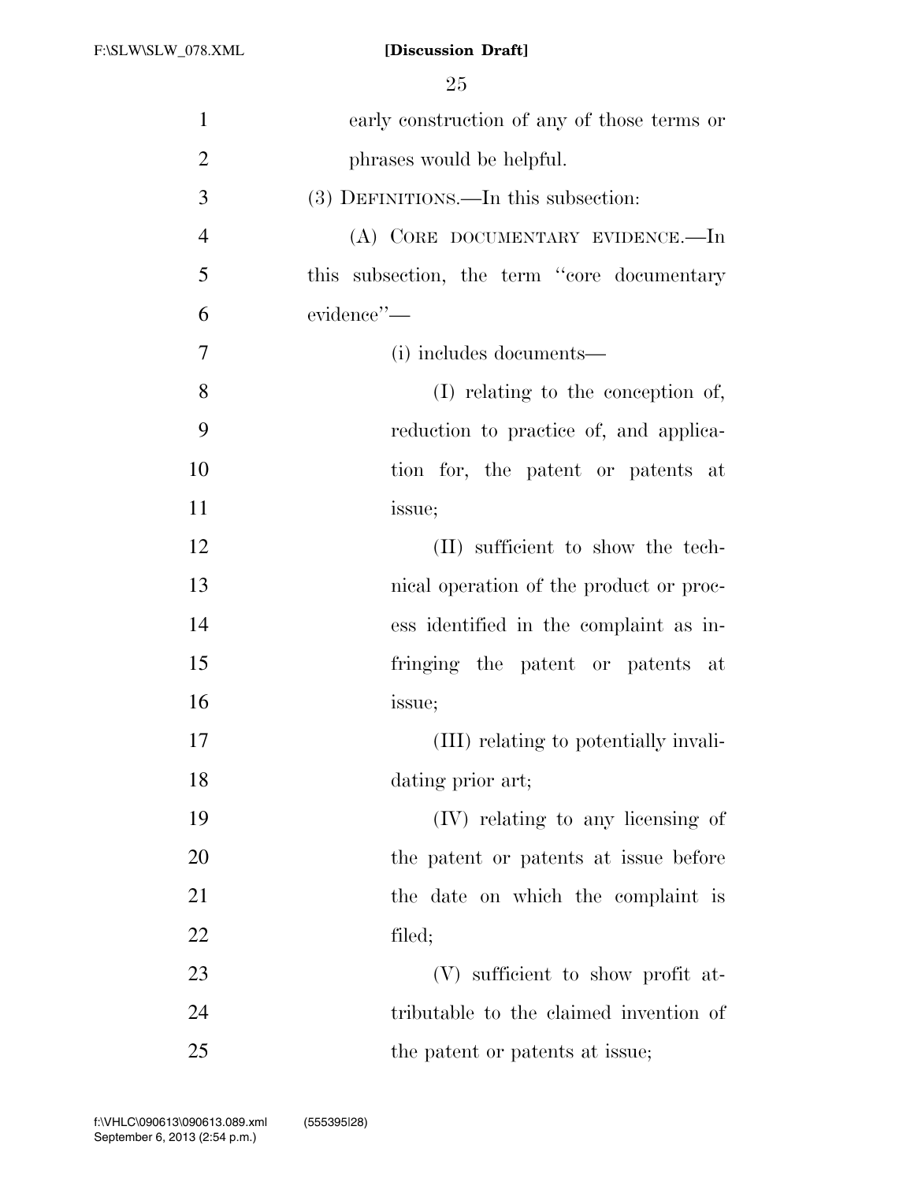early construction of any of those terms or phrases would be helpful.

(3) DEFINITIONS.—In this subsection:

(A) CORE DOCUMENTARY EVIDENCE.—In this subsection, the term "core documentary evidence"—

(i) includes documents—

(I) relating to the conception of, reduction to practice of, and application for, the patent or patents at issue;

(II) sufficient to show the technical operation of the product or process identified in the complaint as infringing the patent or patents at issue;

(III) relating to potentially invalidating prior art;

(IV) relating to any licensing of the patent or patents at issue before the date on which the complaint is filed;

(V) sufficient to show profit attributable to the claimed invention of the patent or patents at issue;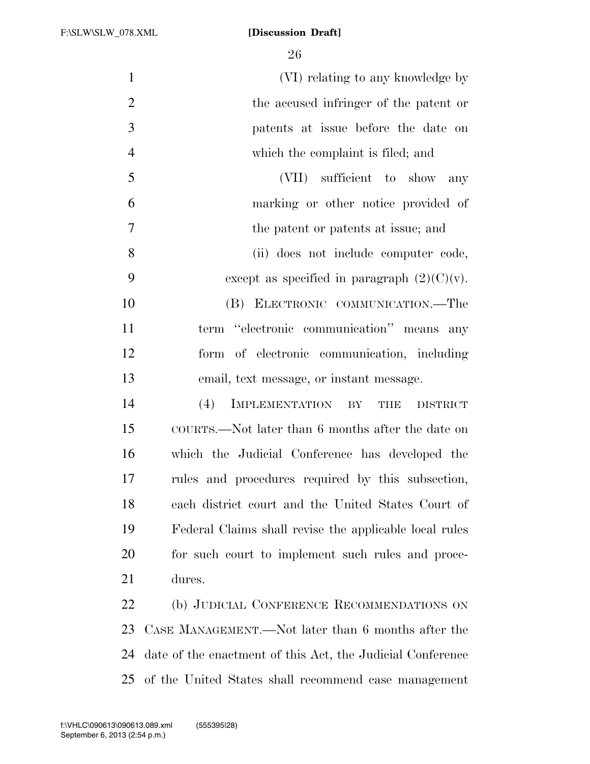(VI) relating to any knowledge by the accused infringer of the patent or patents at issue before the date on which the complaint is filed; and

(VII) sufficient to show any marking or other notice provided of the patent or patents at issue; and

(ii) does not include computer code, except as specified in paragraph (2)(C)(v).

(B) ELECTRONIC COMMUNICATION.—The term ''electronic communication'' means any form of electronic communication, including email, text message, or instant message.

(4) IMPLEMENTATION BY THE DISTRICT COURTS.—Not later than 6 months after the date on which the Judicial Conference has developed the rules and procedures required by this subsection, each district court and the United States Court of Federal Claims shall revise the applicable local rules for such court to implement such rules and procedures.

(b) JUDICIAL CONFERENCE RECOMMENDATIONS ON CASE MANAGEMENT.—Not later than 6 months after the date of the enactment of this Act, the Judicial Conference of the United States shall recommend case management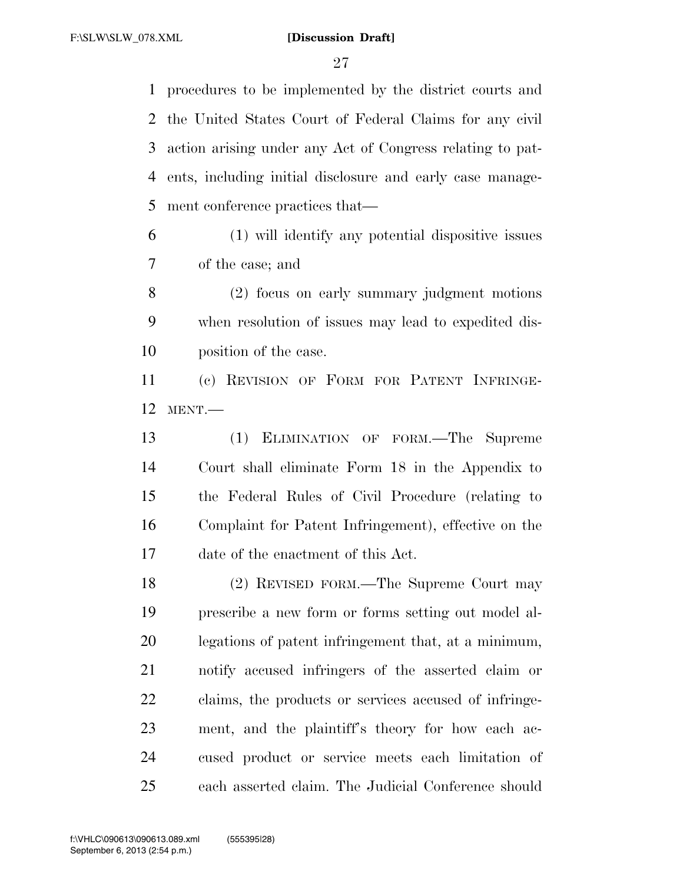procedures to be implemented by the district courts and the United States Court of Federal Claims for any civil action arising under any Act of Congress relating to patents, including initial disclosure and early case management conference practices that—

(1) will identify any potential dispositive issues of the case; and

(2) focus on early summary judgment motions when resolution of issues may lead to expedited disposition of the case.

(c) REVISION OF FORM FOR PATENT INFRINGEMENT.—

(1) ELIMINATION OF FORM.—The Supreme Court shall eliminate Form 18 in the Appendix to the Federal Rules of Civil Procedure (relating to Complaint for Patent Infringement), effective on the date of the enactment of this Act.

(2) REVISED FORM.—The Supreme Court may prescribe a new form or forms setting out model allegations of patent infringement that, at a minimum, notify accused infringers of the asserted claim or claims, the products or services accused of infringement, and the plaintiff's theory for how each accused product or service meets each limitation of each asserted claim. The Judicial Conference should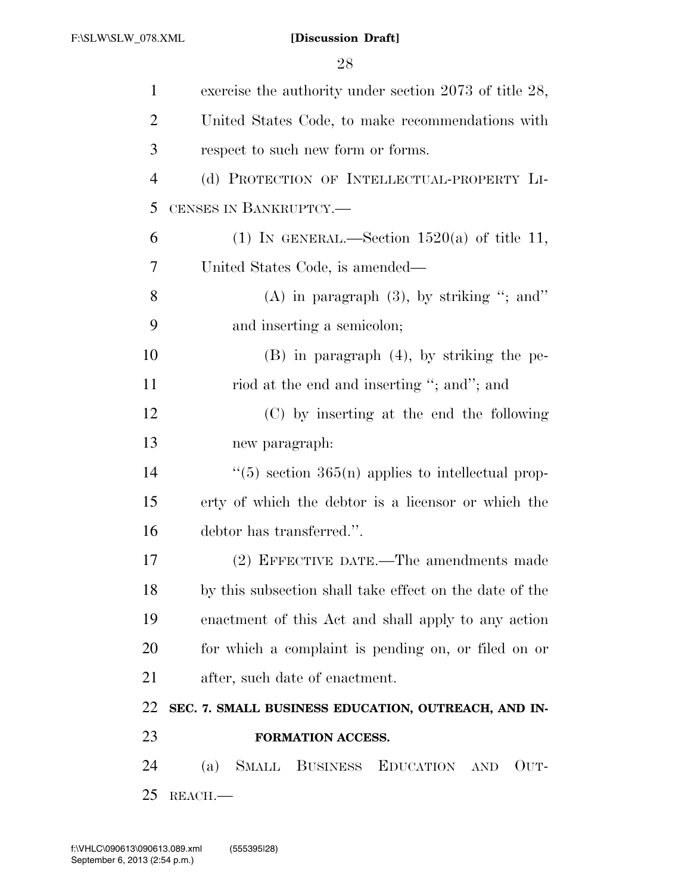exercise the authority under section 2073 of title 28, United States Code, to make recommendations with respect to such new form or forms.

(d) PROTECTION OF INTELLECTUAL-PROPERTY LICENSES IN BANKRUPTCY.—

(1) IN GENERAL.—Section 1520(a) of title 11, United States Code, is amended—

(A) in paragraph (3), by striking "; and" and inserting a semicolon;

(B) in paragraph (4), by striking the period at the end and inserting "; and"; and

(C) by inserting at the end the following new paragraph:

"(5) section 365(n) applies to intellectual property of which the debtor is a licensor or which the debtor has transferred.".

(2) EFFECTIVE DATE.—The amendments made by this subsection shall take effect on the date of the enactment of this Act and shall apply to any action for which a complaint is pending on, or filed on or after, such date of enactment.

## SEC. 7. SMALL BUSINESS EDUCATION, OUTREACH, AND INFORMATION ACCESS.

(a) SMALL BUSINESS EDUCATION AND OUTREACH.—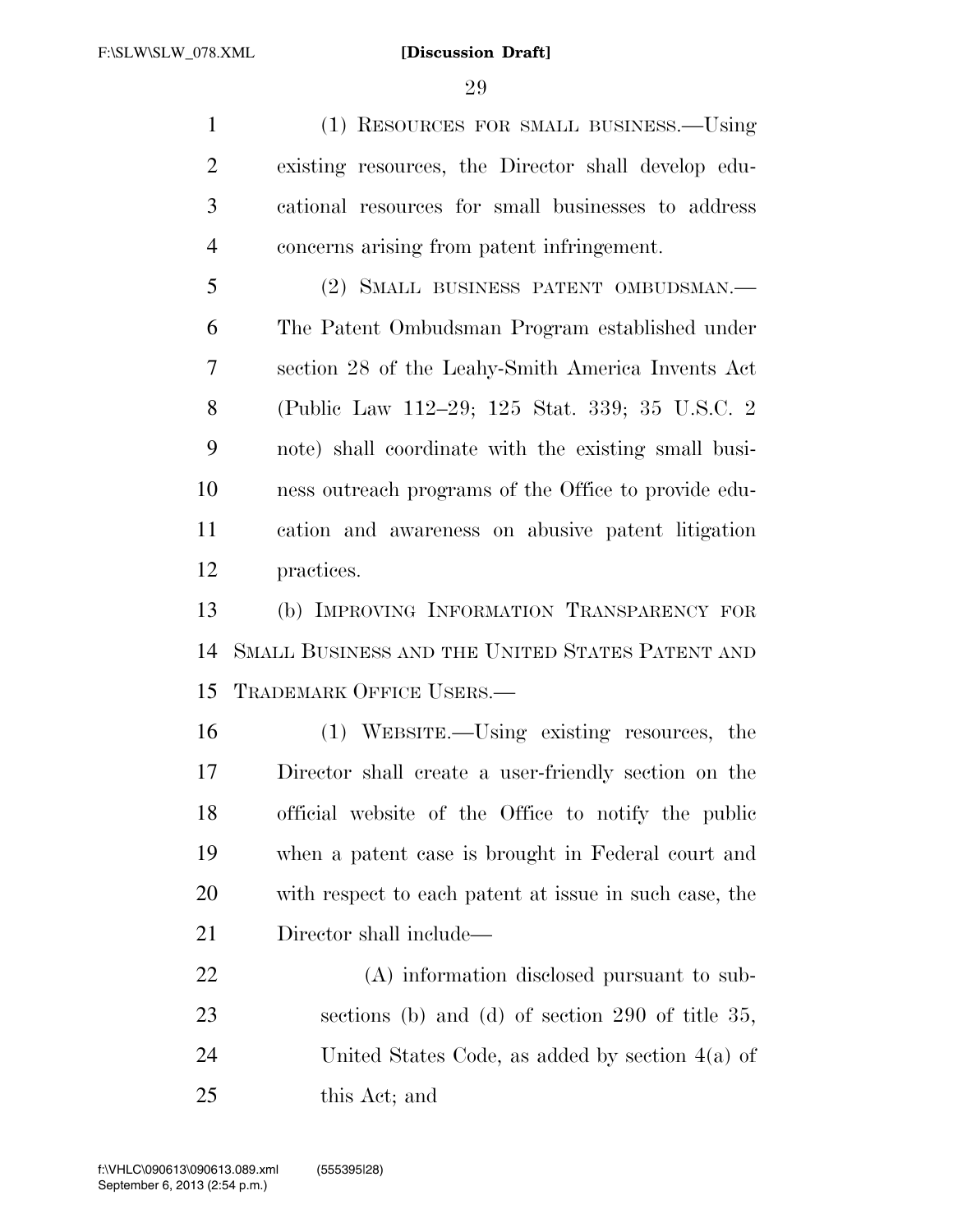(1) RESOURCES FOR SMALL BUSINESS.—Using existing resources, the Director shall develop educational resources for small businesses to address concerns arising from patent infringement.

(2) SMALL BUSINESS PATENT OMBUDSMAN.—The Patent Ombudsman Program established under section 28 of the Leahy-Smith America Invents Act (Public Law 112–29; 125 Stat. 339; 35 U.S.C. 2 note) shall coordinate with the existing small business outreach programs of the Office to provide education and awareness on abusive patent litigation practices.

(b) IMPROVING INFORMATION TRANSPARENCY FOR SMALL BUSINESS AND THE UNITED STATES PATENT AND TRADEMARK OFFICE USERS.—

(1) WEBSITE.—Using existing resources, the Director shall create a user-friendly section on the official website of the Office to notify the public when a patent case is brought in Federal court and with respect to each patent at issue in such case, the Director shall include—

(A) information disclosed pursuant to subsections (b) and (d) of section 290 of title 35, United States Code, as added by section 4(a) of this Act; and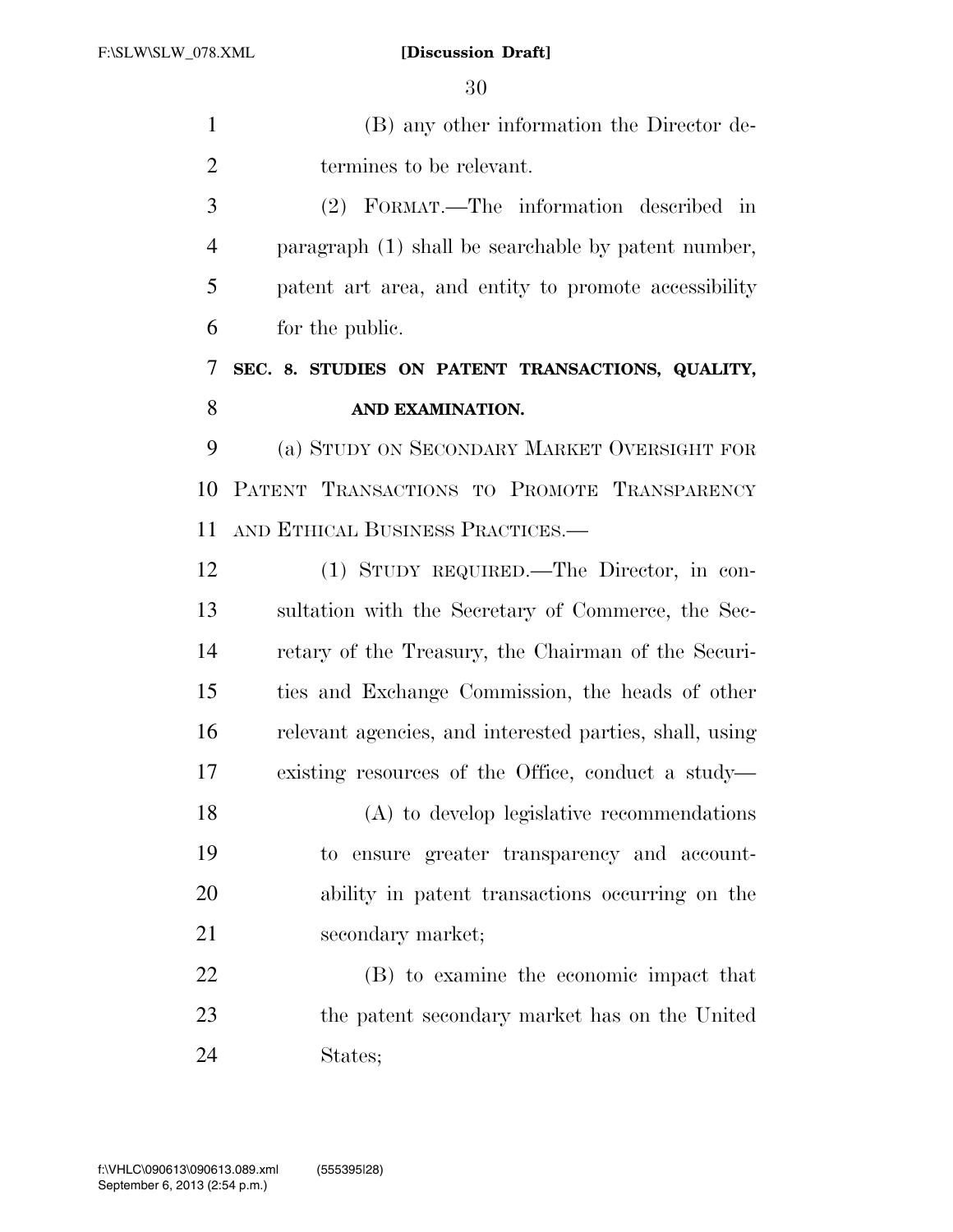(B) any other information the Director determines to be relevant.

(2) FORMAT.—The information described in paragraph (1) shall be searchable by patent number, patent art area, and entity to promote accessibility for the public.

**SEC. 8. STUDIES ON PATENT TRANSACTIONS, QUALITY, AND EXAMINATION.**

(a) STUDY ON SECONDARY MARKET OVERSIGHT FOR PATENT TRANSACTIONS TO PROMOTE TRANSPARENCY AND ETHICAL BUSINESS PRACTICES.—

(1) STUDY REQUIRED.—The Director, in consultation with the Secretary of Commerce, the Secretary of the Treasury, the Chairman of the Securities and Exchange Commission, the heads of other relevant agencies, and interested parties, shall, using existing resources of the Office, conduct a study—

(A) to develop legislative recommendations to ensure greater transparency and accountability in patent transactions occurring on the secondary market;

(B) to examine the economic impact that the patent secondary market has on the United States;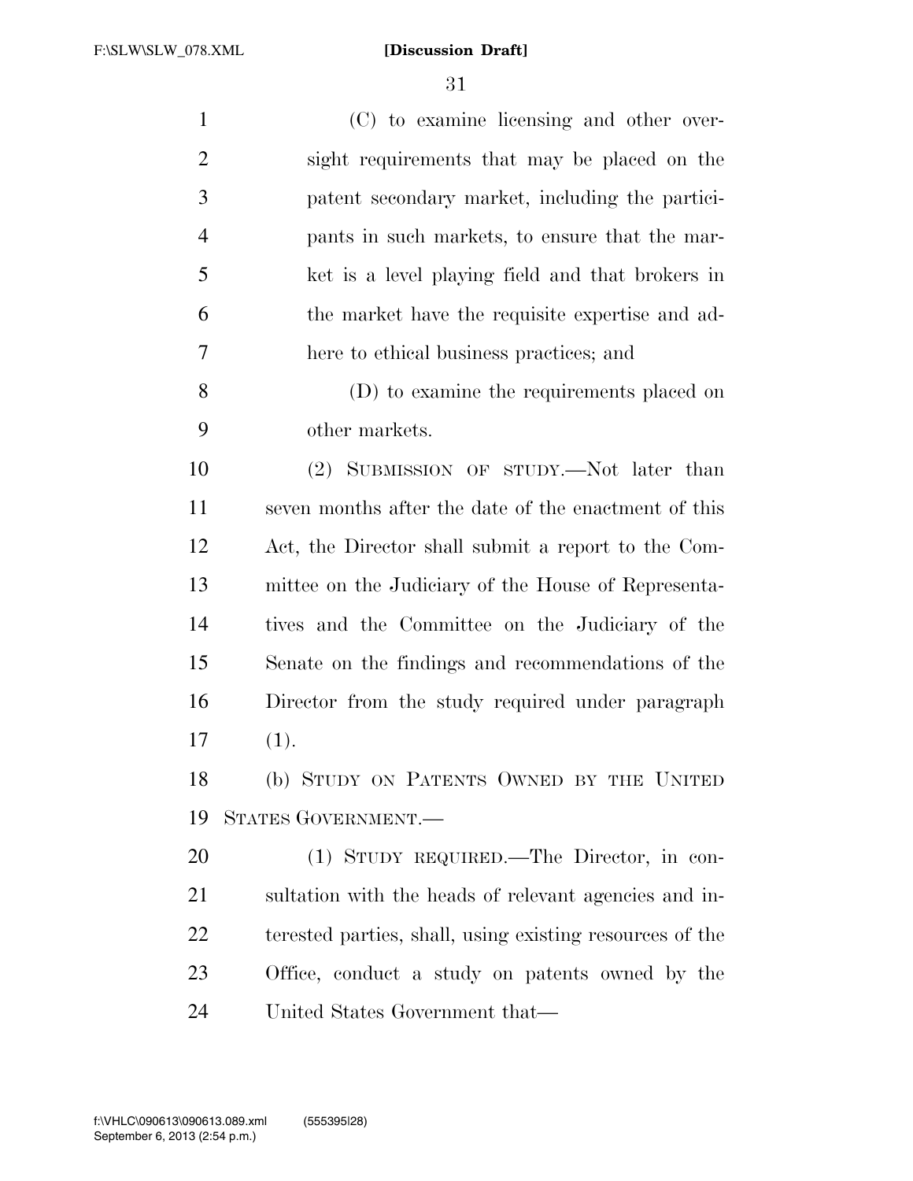(C) to examine licensing and other oversight requirements that may be placed on the patent secondary market, including the participants in such markets, to ensure that the market is a level playing field and that brokers in the market have the requisite expertise and adhere to ethical business practices; and

(D) to examine the requirements placed on other markets.

(2) SUBMISSION OF STUDY.—Not later than seven months after the date of the enactment of this Act, the Director shall submit a report to the Committee on the Judiciary of the House of Representatives and the Committee on the Judiciary of the Senate on the findings and recommendations of the Director from the study required under paragraph (1).

(b) STUDY ON PATENTS OWNED BY THE UNITED STATES GOVERNMENT.—

(1) STUDY REQUIRED.—The Director, in consultation with the heads of relevant agencies and interested parties, shall, using existing resources of the Office, conduct a study on patents owned by the United States Government that—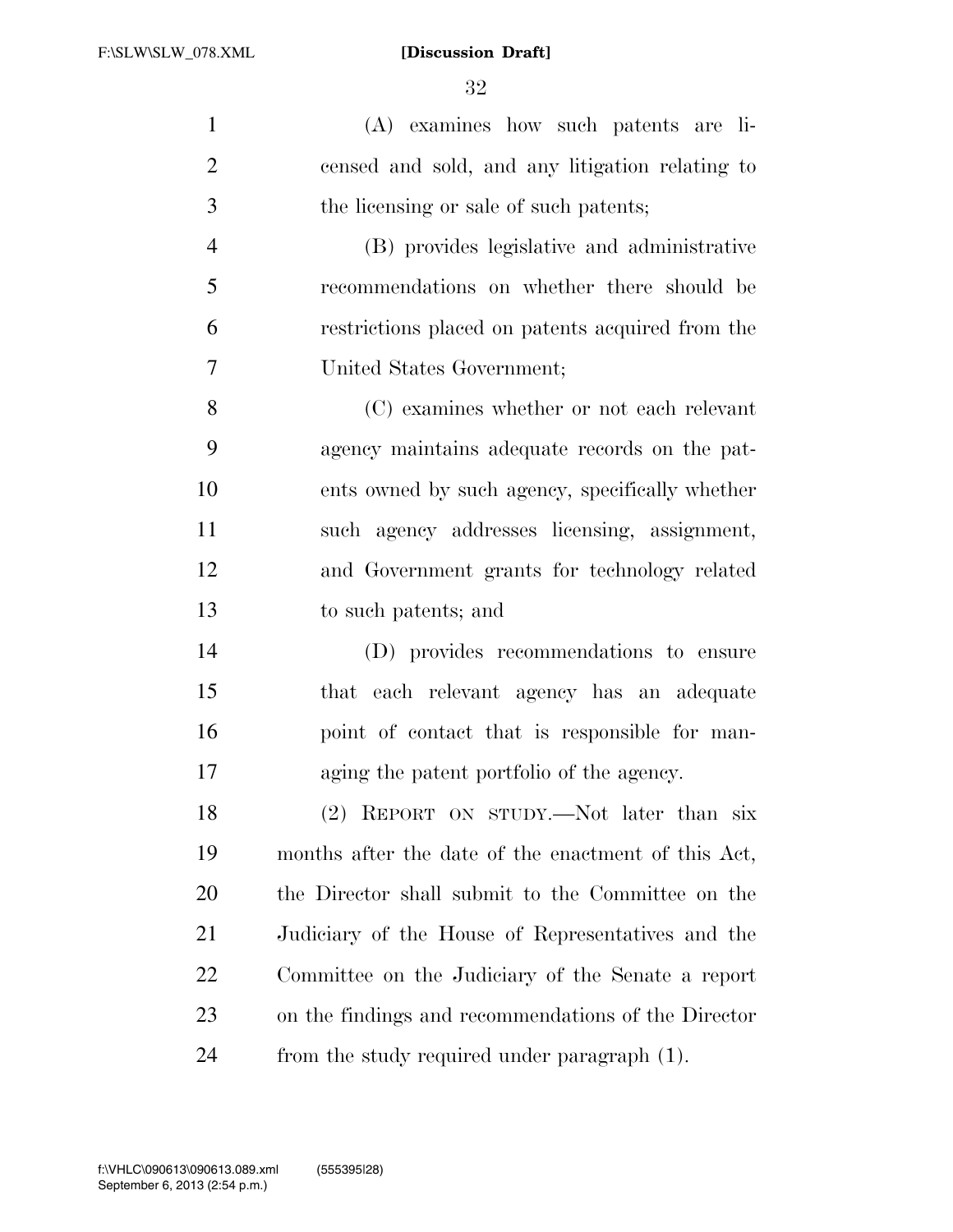(A) examines how such patents are licensed and sold, and any litigation relating to the licensing or sale of such patents;

(B) provides legislative and administrative recommendations on whether there should be restrictions placed on patents acquired from the United States Government;

(C) examines whether or not each relevant agency maintains adequate records on the patents owned by such agency, specifically whether such agency addresses licensing, assignment, and Government grants for technology related to such patents; and

(D) provides recommendations to ensure that each relevant agency has an adequate point of contact that is responsible for managing the patent portfolio of the agency.

(2) REPORT ON STUDY.—Not later than six months after the date of the enactment of this Act, the Director shall submit to the Committee on the Judiciary of the House of Representatives and the Committee on the Judiciary of the Senate a report on the findings and recommendations of the Director from the study required under paragraph (1).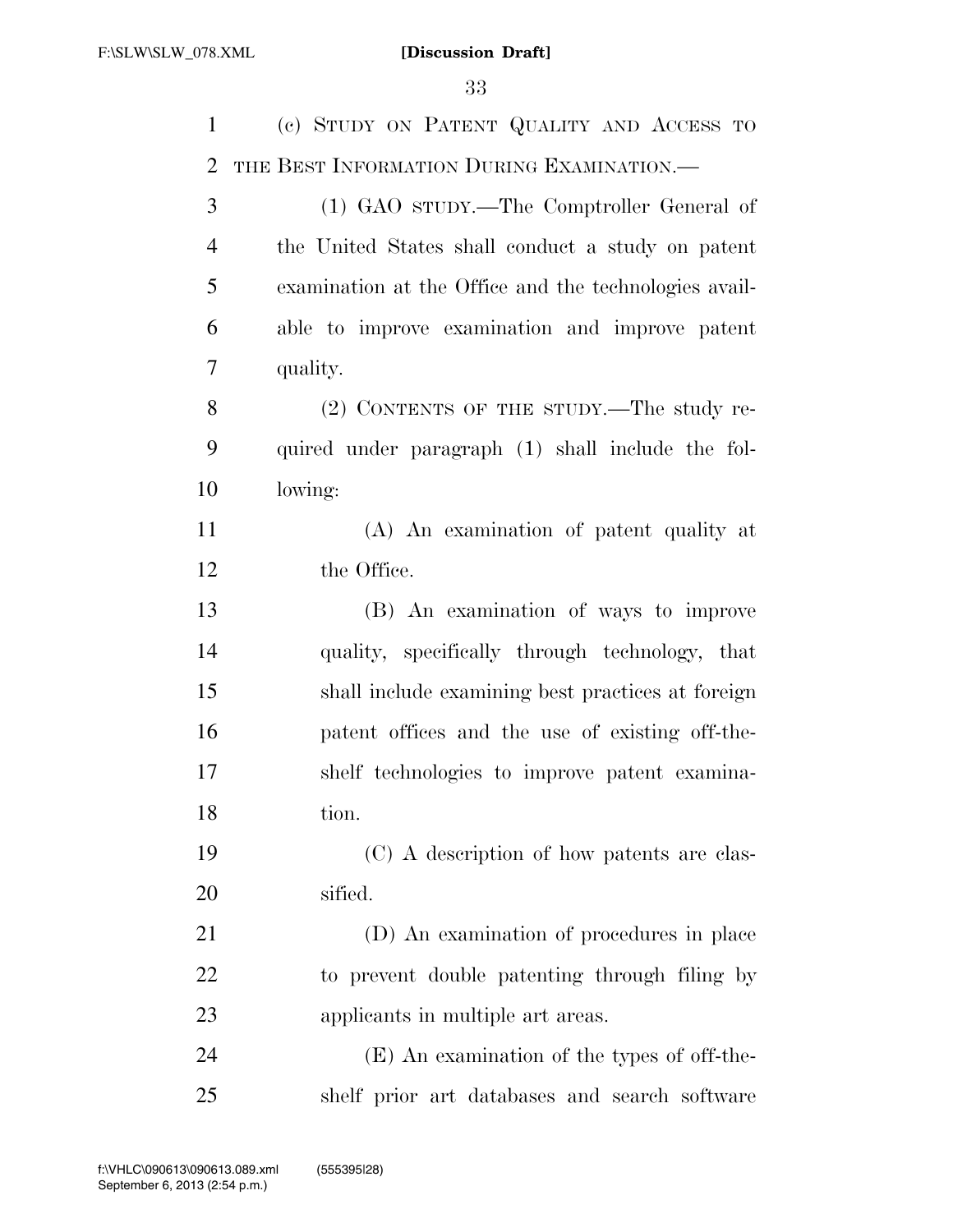(c) STUDY ON PATENT QUALITY AND ACCESS TO THE BEST INFORMATION DURING EXAMINATION.—

(1) GAO STUDY.—The Comptroller General of the United States shall conduct a study on patent examination at the Office and the technologies available to improve examination and improve patent quality.

(2) CONTENTS OF THE STUDY.—The study required under paragraph (1) shall include the following:

(A) An examination of patent quality at the Office.

(B) An examination of ways to improve quality, specifically through technology, that shall include examining best practices at foreign patent offices and the use of existing off-the-shelf technologies to improve patent examination.

(C) A description of how patents are classified.

(D) An examination of procedures in place to prevent double patenting through filing by applicants in multiple art areas.

(E) An examination of the types of off-the-shelf prior art databases and search software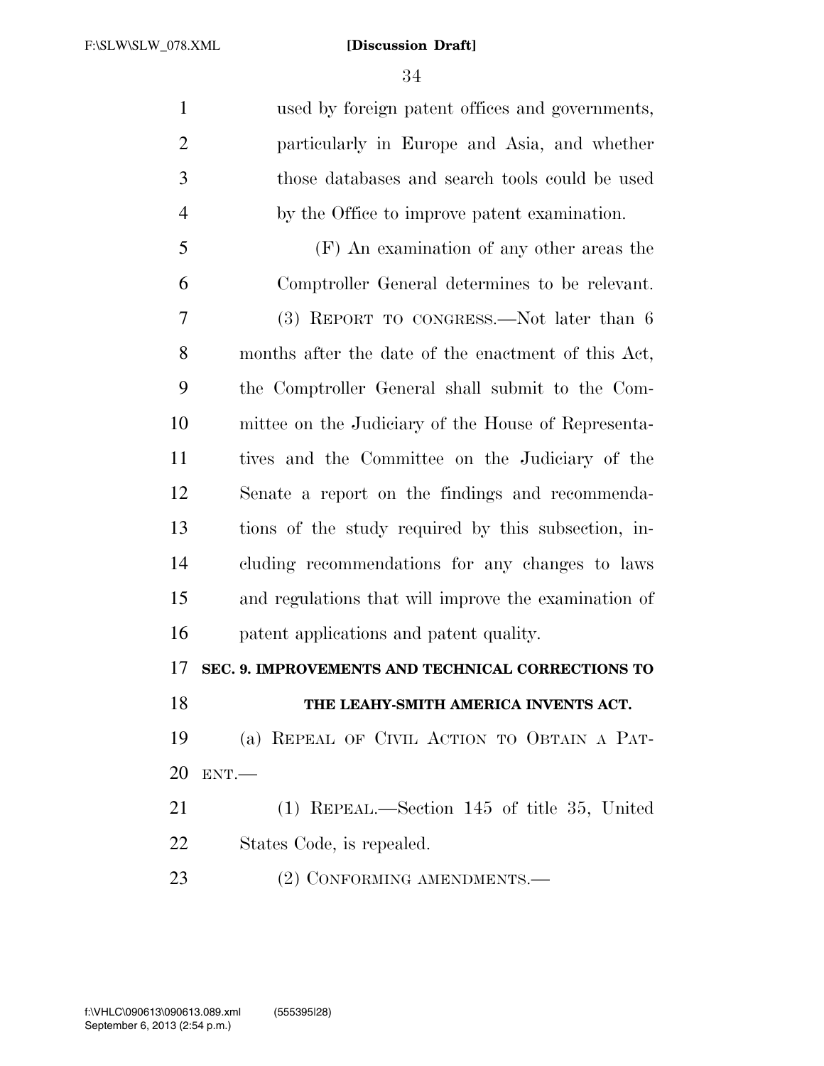used by foreign patent offices and governments, particularly in Europe and Asia, and whether those databases and search tools could be used by the Office to improve patent examination.

(F) An examination of any other areas the Comptroller General determines to be relevant.

(3) REPORT TO CONGRESS.—Not later than 6 months after the date of the enactment of this Act, the Comptroller General shall submit to the Committee on the Judiciary of the House of Representatives and the Committee on the Judiciary of the Senate a report on the findings and recommendations of the study required by this subsection, including recommendations for any changes to laws and regulations that will improve the examination of patent applications and patent quality.

**SEC. 9. IMPROVEMENTS AND TECHNICAL CORRECTIONS TO THE LEAHY-SMITH AMERICA INVENTS ACT.**

(a) REPEAL OF CIVIL ACTION TO OBTAIN A PATENT.—

(1) REPEAL.—Section 145 of title 35, United States Code, is repealed.

(2) CONFORMING AMENDMENTS.—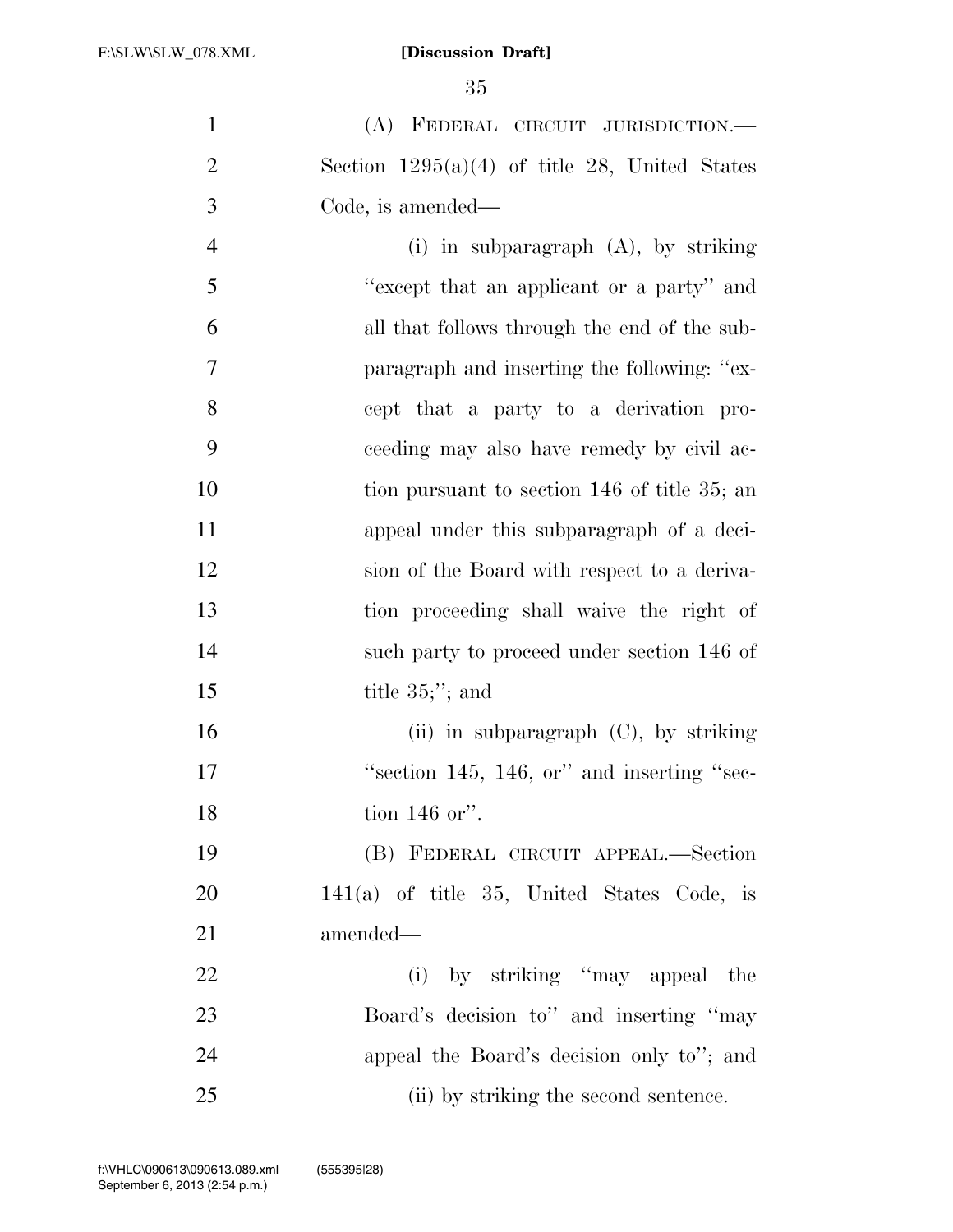(A) FEDERAL CIRCUIT JURISDICTION.—Section 1295(a)(4) of title 28, United States Code, is amended—

(i) in subparagraph (A), by striking "except that an applicant or a party" and all that follows through the end of the subparagraph and inserting the following: "except that a party to a derivation proceeding may also have remedy by civil action pursuant to section 146 of title 35; an appeal under this subparagraph of a decision of the Board with respect to a derivation proceeding shall waive the right of such party to proceed under section 146 of title 35;"; and

(ii) in subparagraph (C), by striking "section 145, 146, or" and inserting "section 146 or".

(B) FEDERAL CIRCUIT APPEAL.—Section 141(a) of title 35, United States Code, is amended—

(i) by striking "may appeal the Board's decision to" and inserting "may appeal the Board's decision only to"; and

(ii) by striking the second sentence.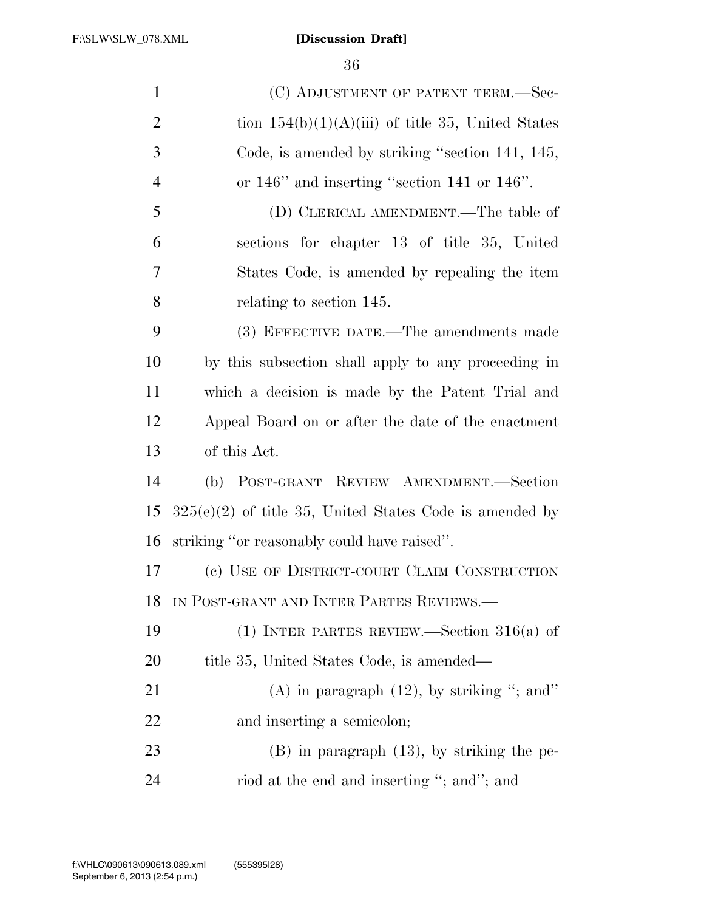(C) ADJUSTMENT OF PATENT TERM.—Section 154(b)(1)(A)(iii) of title 35, United States Code, is amended by striking "section 141, 145, or 146" and inserting "section 141 or 146".

(D) CLERICAL AMENDMENT.—The table of sections for chapter 13 of title 35, United States Code, is amended by repealing the item relating to section 145.

(3) EFFECTIVE DATE.—The amendments made by this subsection shall apply to any proceeding in which a decision is made by the Patent Trial and Appeal Board on or after the date of the enactment of this Act.

(b) POST-GRANT REVIEW AMENDMENT.—Section 325(e)(2) of title 35, United States Code is amended by striking "or reasonably could have raised".

(c) USE OF DISTRICT-COURT CLAIM CONSTRUCTION IN POST-GRANT AND INTER PARTES REVIEWS.—

(1) INTER PARTES REVIEW.—Section 316(a) of title 35, United States Code, is amended—

(A) in paragraph (12), by striking "; and" and inserting a semicolon;

(B) in paragraph (13), by striking the period at the end and inserting "; and"; and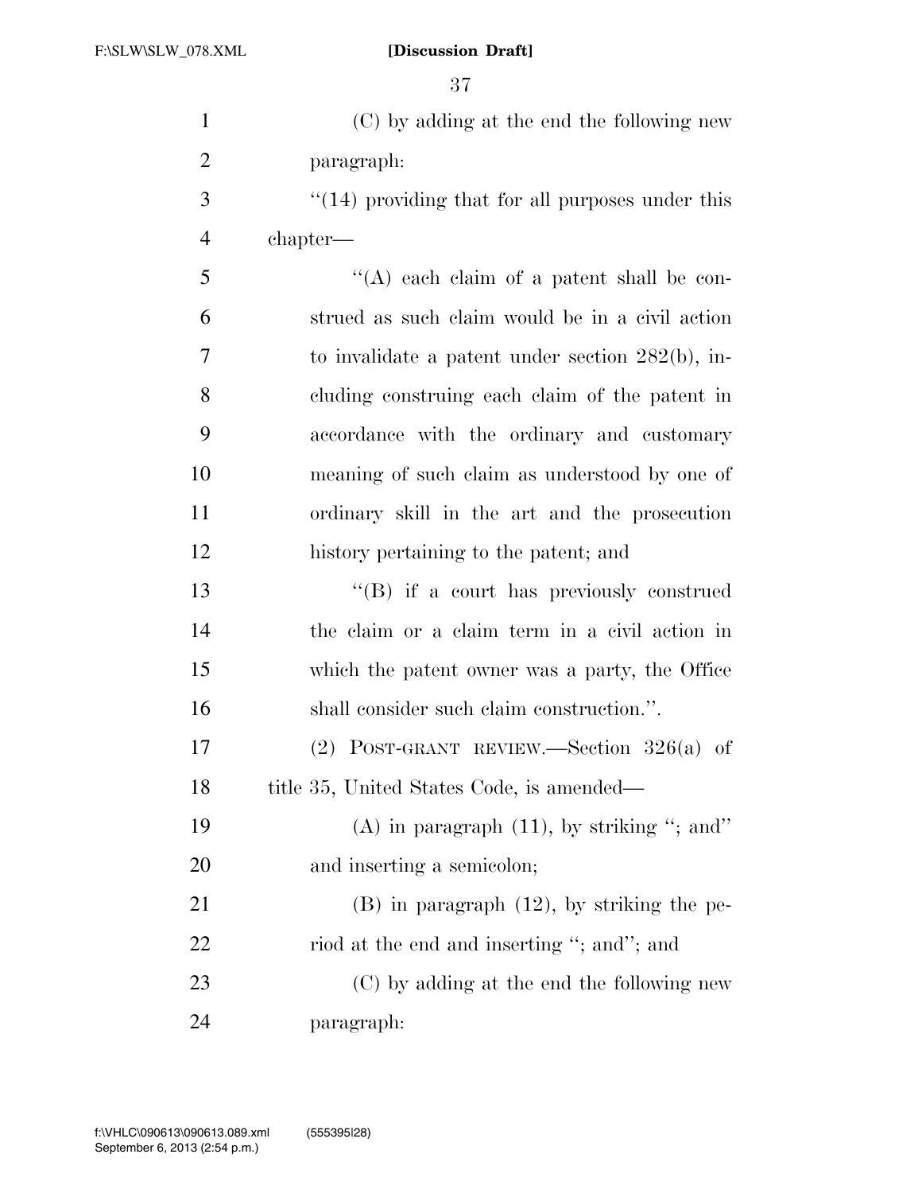(C) by adding at the end the following new paragraph:

"(14) providing that for all purposes under this chapter—

"(A) each claim of a patent shall be construed as such claim would be in a civil action to invalidate a patent under section 282(b), including construing each claim of the patent in accordance with the ordinary and customary meaning of such claim as understood by one of ordinary skill in the art and the prosecution history pertaining to the patent; and

"(B) if a court has previously construed the claim or a claim term in a civil action in which the patent owner was a party, the Office shall consider such claim construction.".

(2) POST-GRANT REVIEW.—Section 326(a) of title 35, United States Code, is amended—

(A) in paragraph (11), by striking "; and" and inserting a semicolon;

(B) in paragraph (12), by striking the period at the end and inserting "; and"; and

(C) by adding at the end the following new paragraph: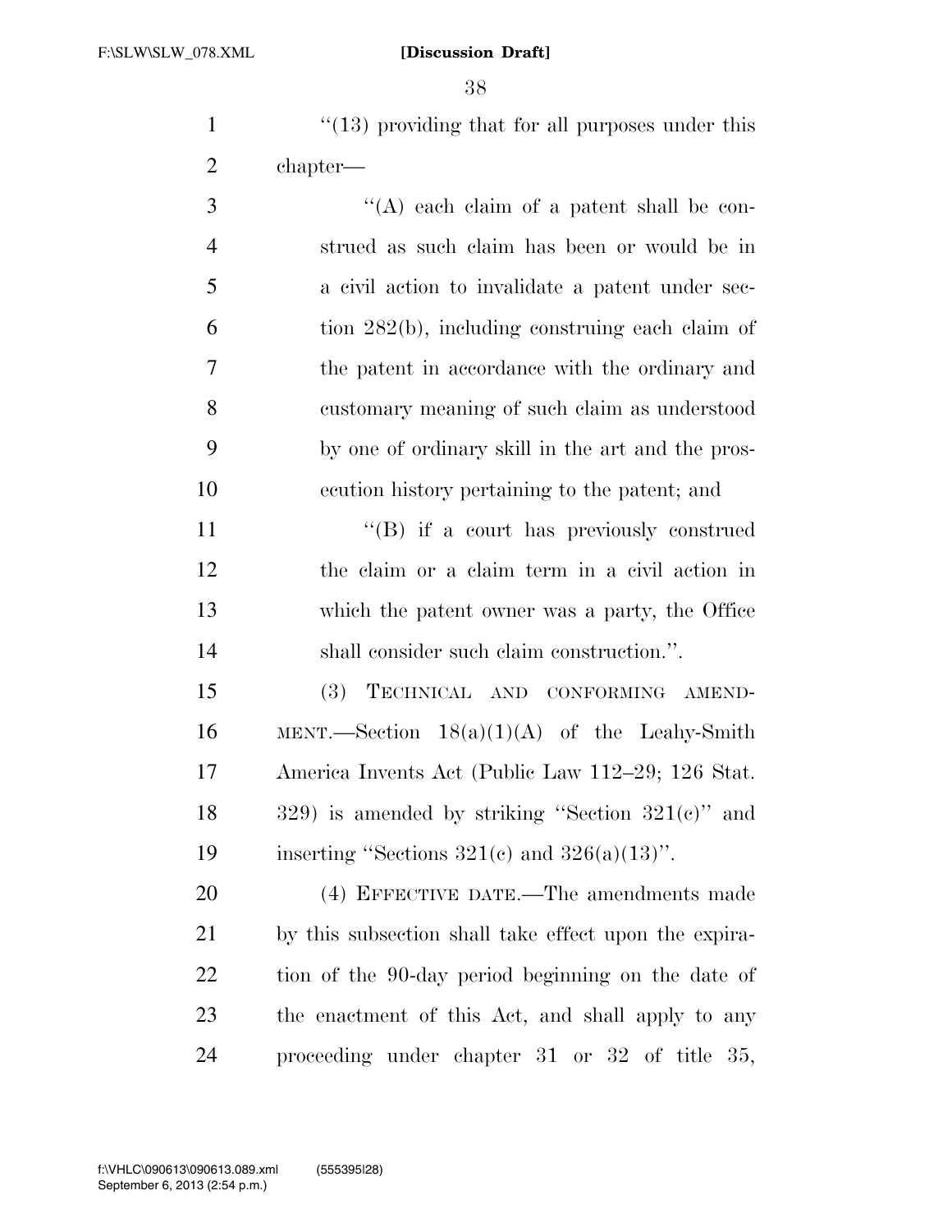"(13) providing that for all purposes under this chapter—

"(A) each claim of a patent shall be construed as such claim has been or would be in a civil action to invalidate a patent under section 282(b), including construing each claim of the patent in accordance with the ordinary and customary meaning of such claim as understood by one of ordinary skill in the art and the prosecution history pertaining to the patent; and

"(B) if a court has previously construed the claim or a claim term in a civil action in which the patent owner was a party, the Office shall consider such claim construction.".

(3) TECHNICAL AND CONFORMING AMENDMENT.—Section 18(a)(1)(A) of the Leahy-Smith America Invents Act (Public Law 112–29; 126 Stat. 329) is amended by striking "Section 321(c)" and inserting "Sections 321(c) and 326(a)(13)".

(4) EFFECTIVE DATE.—The amendments made by this subsection shall take effect upon the expiration of the 90-day period beginning on the date of the enactment of this Act, and shall apply to any proceeding under chapter 31 or 32 of title 35,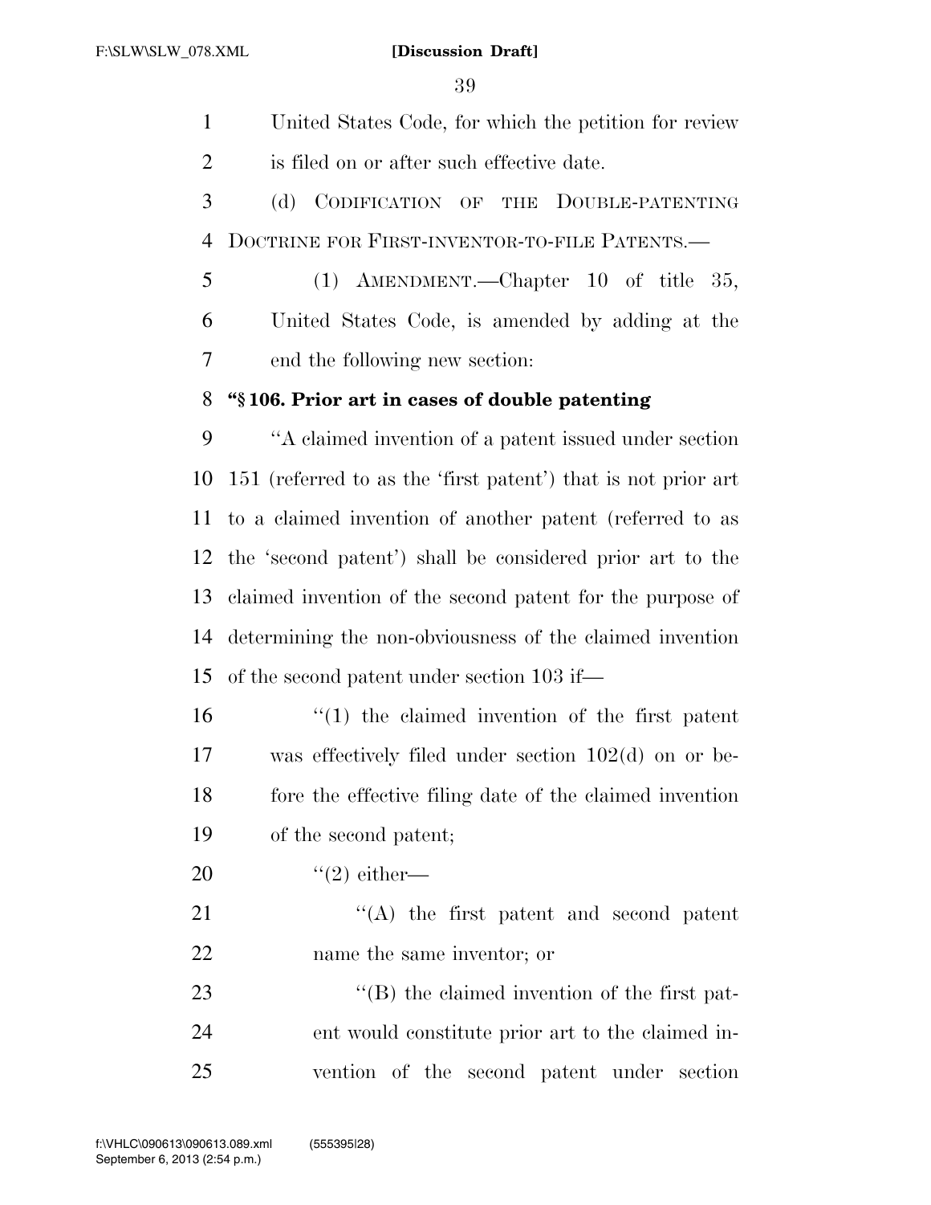United States Code, for which the petition for review is filed on or after such effective date.

(d) CODIFICATION OF THE DOUBLE-PATENTING DOCTRINE FOR FIRST-INVENTOR-TO-FILE PATENTS.—

(1) AMENDMENT.—Chapter 10 of title 35, United States Code, is amended by adding at the end the following new section:

**"§ 106. Prior art in cases of double patenting**

"A claimed invention of a patent issued under section 151 (referred to as the 'first patent') that is not prior art to a claimed invention of another patent (referred to as the 'second patent') shall be considered prior art to the claimed invention of the second patent for the purpose of determining the non-obviousness of the claimed invention of the second patent under section 103 if—

"(1) the claimed invention of the first patent was effectively filed under section 102(d) on or before the effective filing date of the claimed invention of the second patent;

"(2) either—

"(A) the first patent and second patent name the same inventor; or

"(B) the claimed invention of the first patent would constitute prior art to the claimed invention of the second patent under section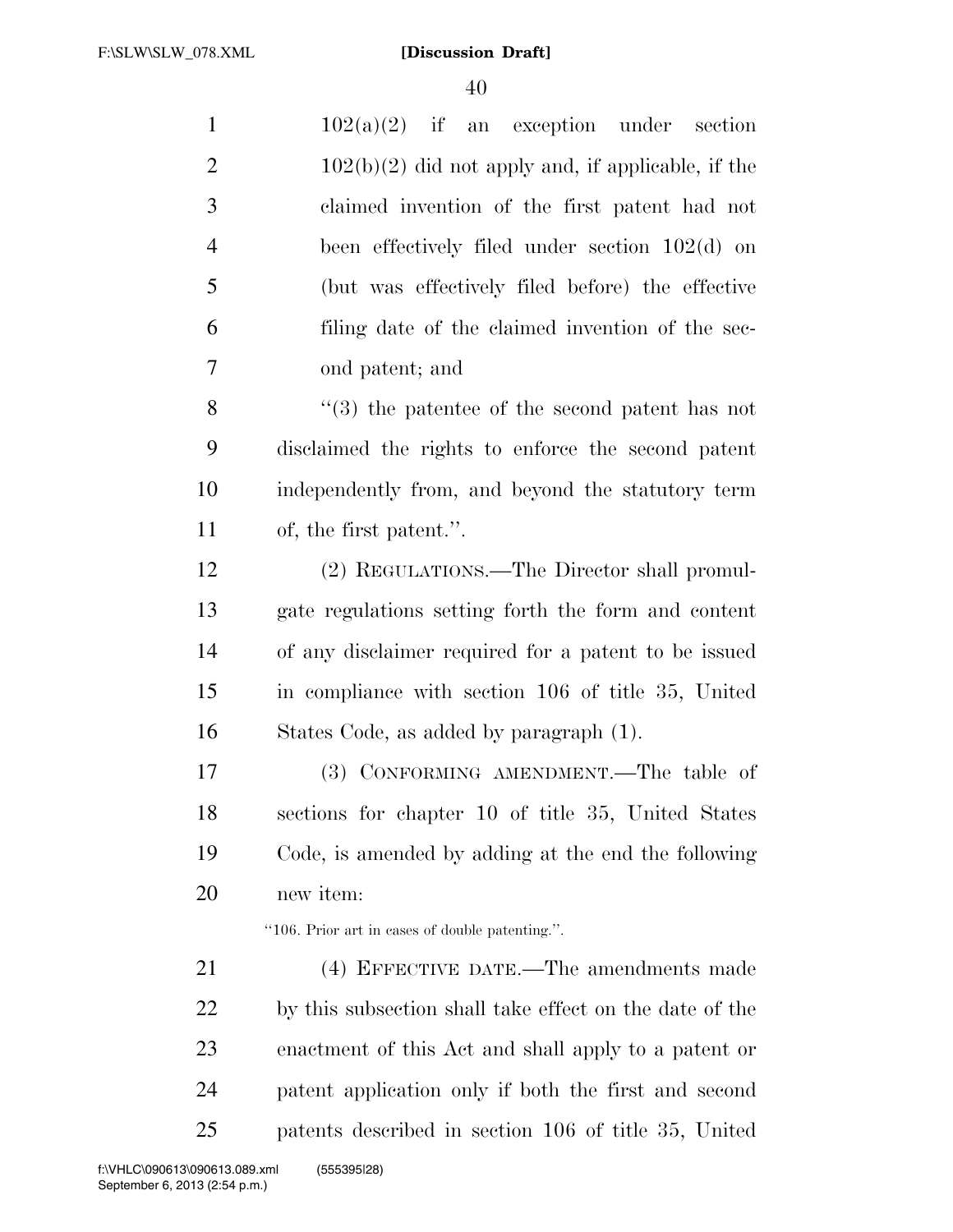102(a)(2) if an exception under section 102(b)(2) did not apply and, if applicable, if the claimed invention of the first patent had not been effectively filed under section 102(d) on (but was effectively filed before) the effective filing date of the claimed invention of the second patent; and

"(3) the patentee of the second patent has not disclaimed the rights to enforce the second patent independently from, and beyond the statutory term of, the first patent.".

(2) REGULATIONS.—The Director shall promulgate regulations setting forth the form and content of any disclaimer required for a patent to be issued in compliance with section 106 of title 35, United States Code, as added by paragraph (1).

(3) CONFORMING AMENDMENT.—The table of sections for chapter 10 of title 35, United States Code, is amended by adding at the end the following new item:

"106. Prior art in cases of double patenting.".

(4) EFFECTIVE DATE.—The amendments made by this subsection shall take effect on the date of the enactment of this Act and shall apply to a patent or patent application only if both the first and second patents described in section 106 of title 35, United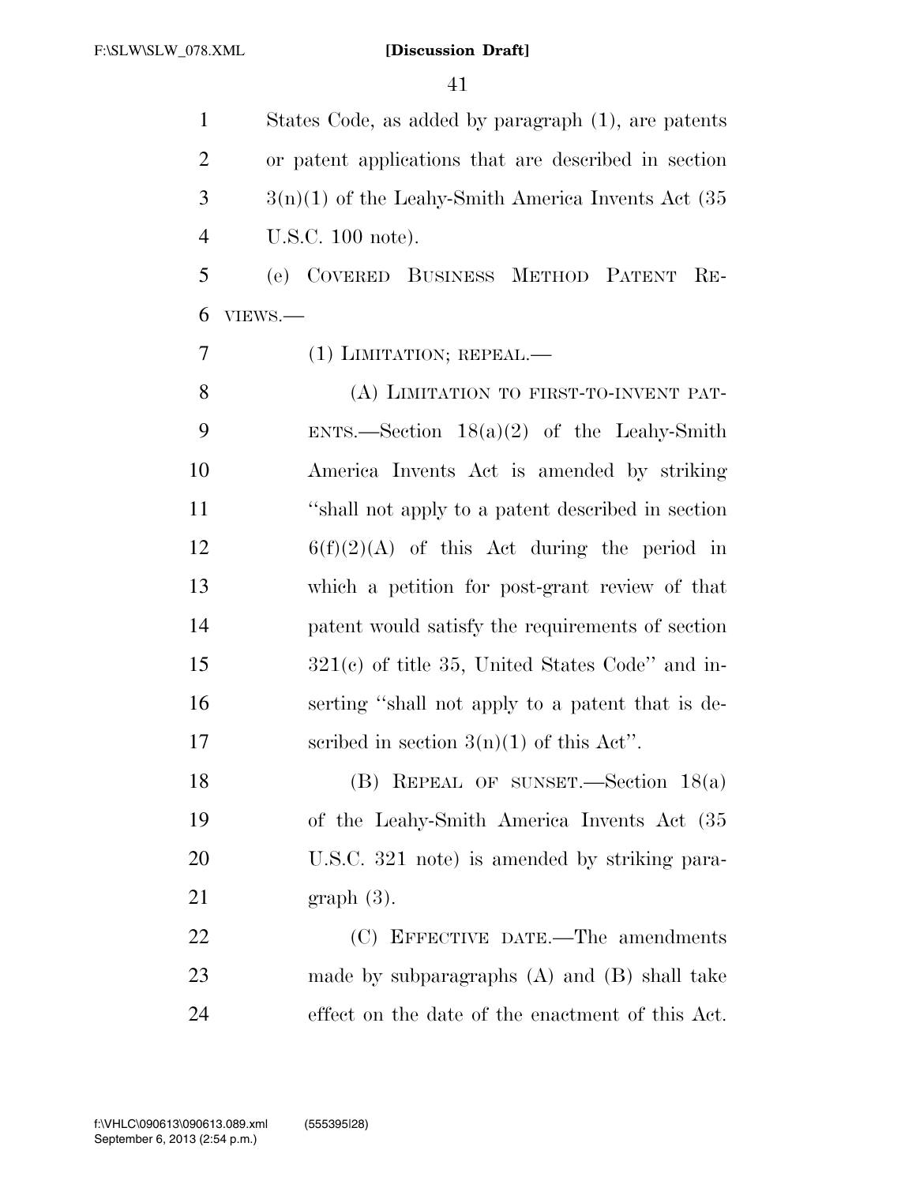States Code, as added by paragraph (1), are patents or patent applications that are described in section 3(n)(1) of the Leahy-Smith America Invents Act (35 U.S.C. 100 note).

(e) COVERED BUSINESS METHOD PATENT REVIEWS.—

(1) LIMITATION; REPEAL.—

(A) LIMITATION TO FIRST-TO-INVENT PATENTS.—Section 18(a)(2) of the Leahy-Smith America Invents Act is amended by striking "shall not apply to a patent described in section 6(f)(2)(A) of this Act during the period in which a petition for post-grant review of that patent would satisfy the requirements of section 321(c) of title 35, United States Code" and inserting "shall not apply to a patent that is described in section 3(n)(1) of this Act".

(B) REPEAL OF SUNSET.—Section 18(a) of the Leahy-Smith America Invents Act (35 U.S.C. 321 note) is amended by striking paragraph (3).

(C) EFFECTIVE DATE.—The amendments made by subparagraphs (A) and (B) shall take effect on the date of the enactment of this Act.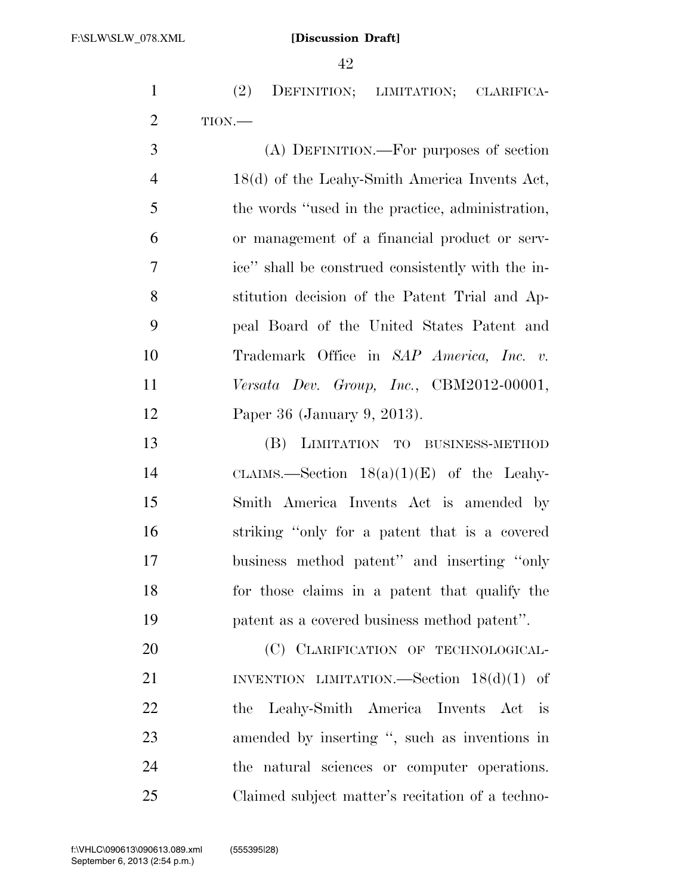(2) DEFINITION; LIMITATION; CLARIFICATION.—

(A) DEFINITION.—For purposes of section 18(d) of the Leahy-Smith America Invents Act, the words ''used in the practice, administration, or management of a financial product or service'' shall be construed consistently with the institution decision of the Patent Trial and Appeal Board of the United States Patent and Trademark Office in *SAP America, Inc. v. Versata Dev. Group, Inc.*, CBM2012-00001, Paper 36 (January 9, 2013).

(B) LIMITATION TO BUSINESS-METHOD CLAIMS.—Section 18(a)(1)(E) of the Leahy-Smith America Invents Act is amended by striking ''only for a patent that is a covered business method patent'' and inserting ''only for those claims in a patent that qualify the patent as a covered business method patent''.

(C) CLARIFICATION OF TECHNOLOGICAL-INVENTION LIMITATION.—Section 18(d)(1) of the Leahy-Smith America Invents Act is amended by inserting '', such as inventions in the natural sciences or computer operations. Claimed subject matter's recitation of a techno-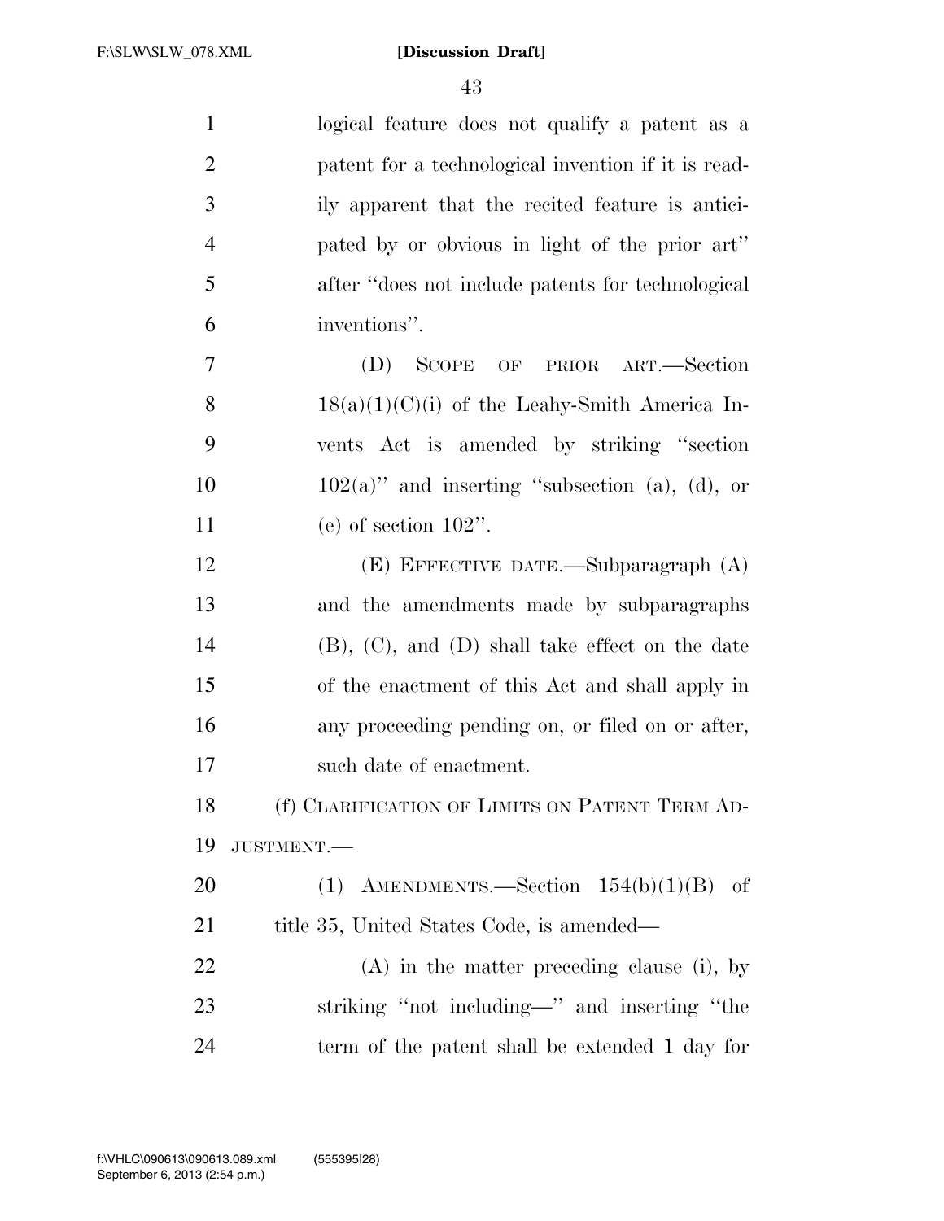logical feature does not qualify a patent as a patent for a technological invention if it is readily apparent that the recited feature is anticipated by or obvious in light of the prior art'' after ''does not include patents for technological inventions''.

(D) SCOPE OF PRIOR ART.—Section 18(a)(1)(C)(i) of the Leahy-Smith America Invents Act is amended by striking ''section 102(a)'' and inserting ''subsection (a), (d), or (e) of section 102''.

(E) EFFECTIVE DATE.—Subparagraph (A) and the amendments made by subparagraphs (B), (C), and (D) shall take effect on the date of the enactment of this Act and shall apply in any proceeding pending on, or filed on or after, such date of enactment.

(f) CLARIFICATION OF LIMITS ON PATENT TERM ADJUSTMENT.—

(1) AMENDMENTS.—Section 154(b)(1)(B) of title 35, United States Code, is amended—

(A) in the matter preceding clause (i), by striking ''not including—'' and inserting ''the term of the patent shall be extended 1 day for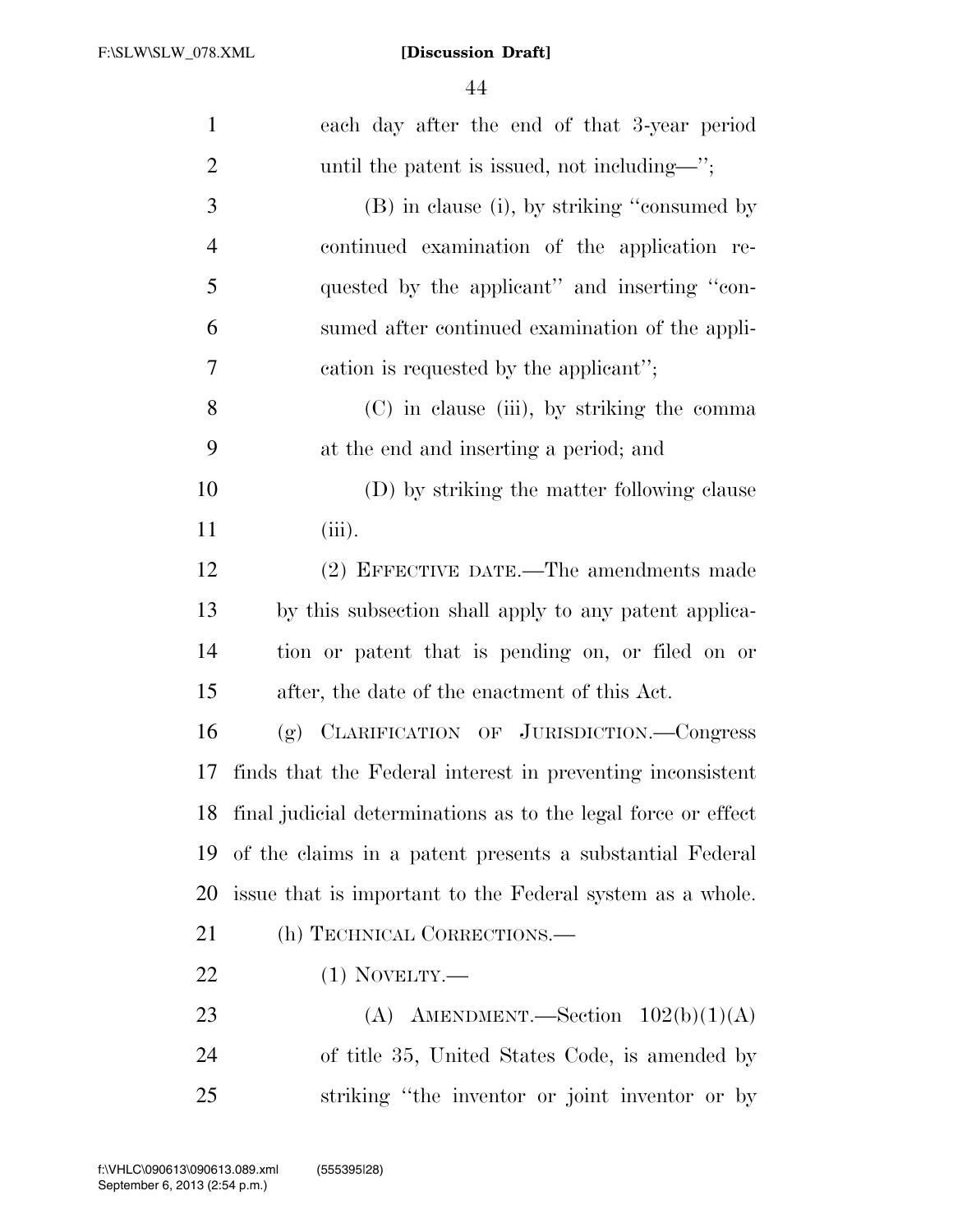each day after the end of that 3-year period until the patent is issued, not including—'';

(B) in clause (i), by striking ''consumed by continued examination of the application requested by the applicant'' and inserting ''consumed after continued examination of the application is requested by the applicant'';

(C) in clause (iii), by striking the comma at the end and inserting a period; and

(D) by striking the matter following clause (iii).

(2) EFFECTIVE DATE.—The amendments made by this subsection shall apply to any patent application or patent that is pending on, or filed on or after, the date of the enactment of this Act.

(g) CLARIFICATION OF JURISDICTION.—Congress finds that the Federal interest in preventing inconsistent final judicial determinations as to the legal force or effect of the claims in a patent presents a substantial Federal issue that is important to the Federal system as a whole.

(h) TECHNICAL CORRECTIONS.—

(1) NOVELTY.—

(A) AMENDMENT.—Section 102(b)(1)(A) of title 35, United States Code, is amended by striking ''the inventor or joint inventor or by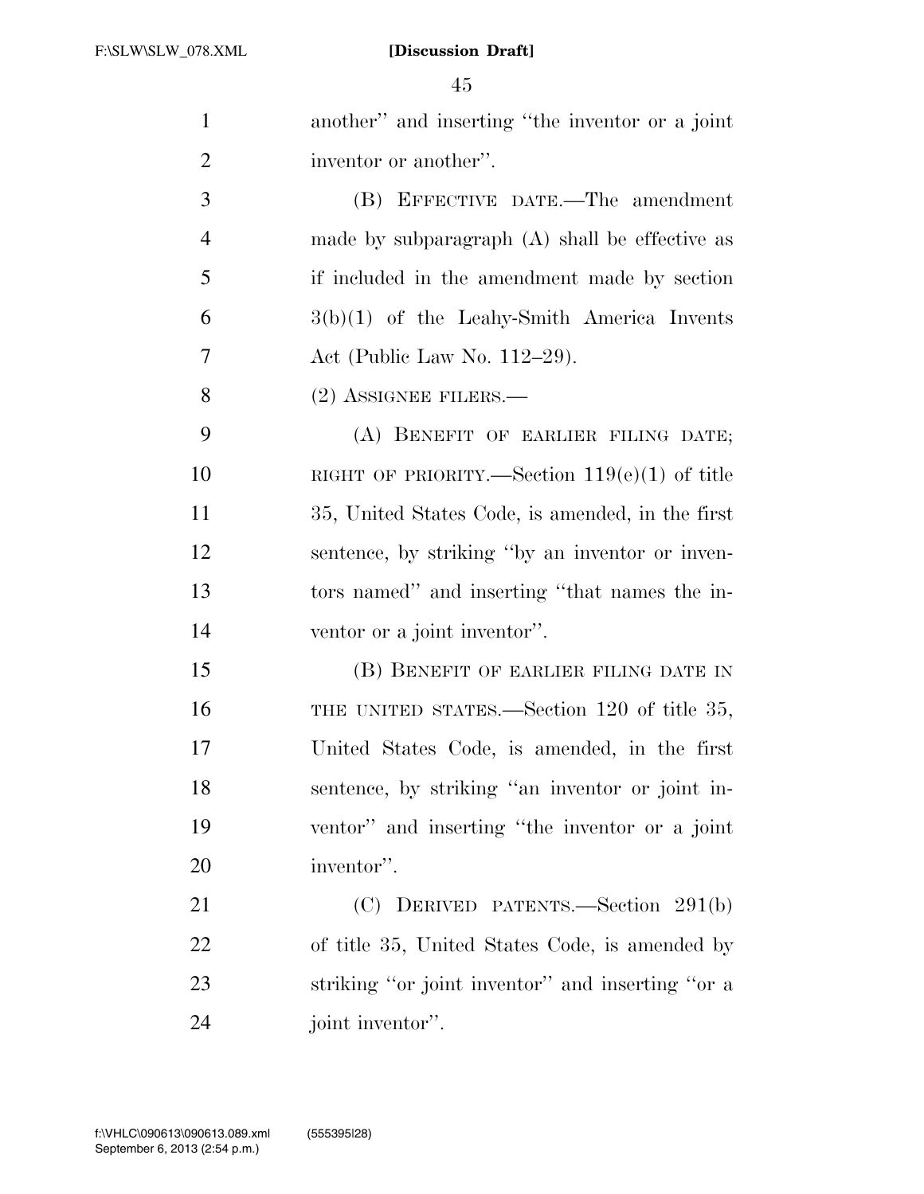another" and inserting "the inventor or a joint inventor or another".

(B) EFFECTIVE DATE.—The amendment made by subparagraph (A) shall be effective as if included in the amendment made by section 3(b)(1) of the Leahy-Smith America Invents Act (Public Law No. 112–29).

(2) ASSIGNEE FILERS.—

(A) BENEFIT OF EARLIER FILING DATE; RIGHT OF PRIORITY.—Section 119(e)(1) of title 35, United States Code, is amended, in the first sentence, by striking "by an inventor or inventors named" and inserting "that names the inventor or a joint inventor".

(B) BENEFIT OF EARLIER FILING DATE IN THE UNITED STATES.—Section 120 of title 35, United States Code, is amended, in the first sentence, by striking "an inventor or joint inventor" and inserting "the inventor or a joint inventor".

(C) DERIVED PATENTS.—Section 291(b) of title 35, United States Code, is amended by striking "or joint inventor" and inserting "or a joint inventor".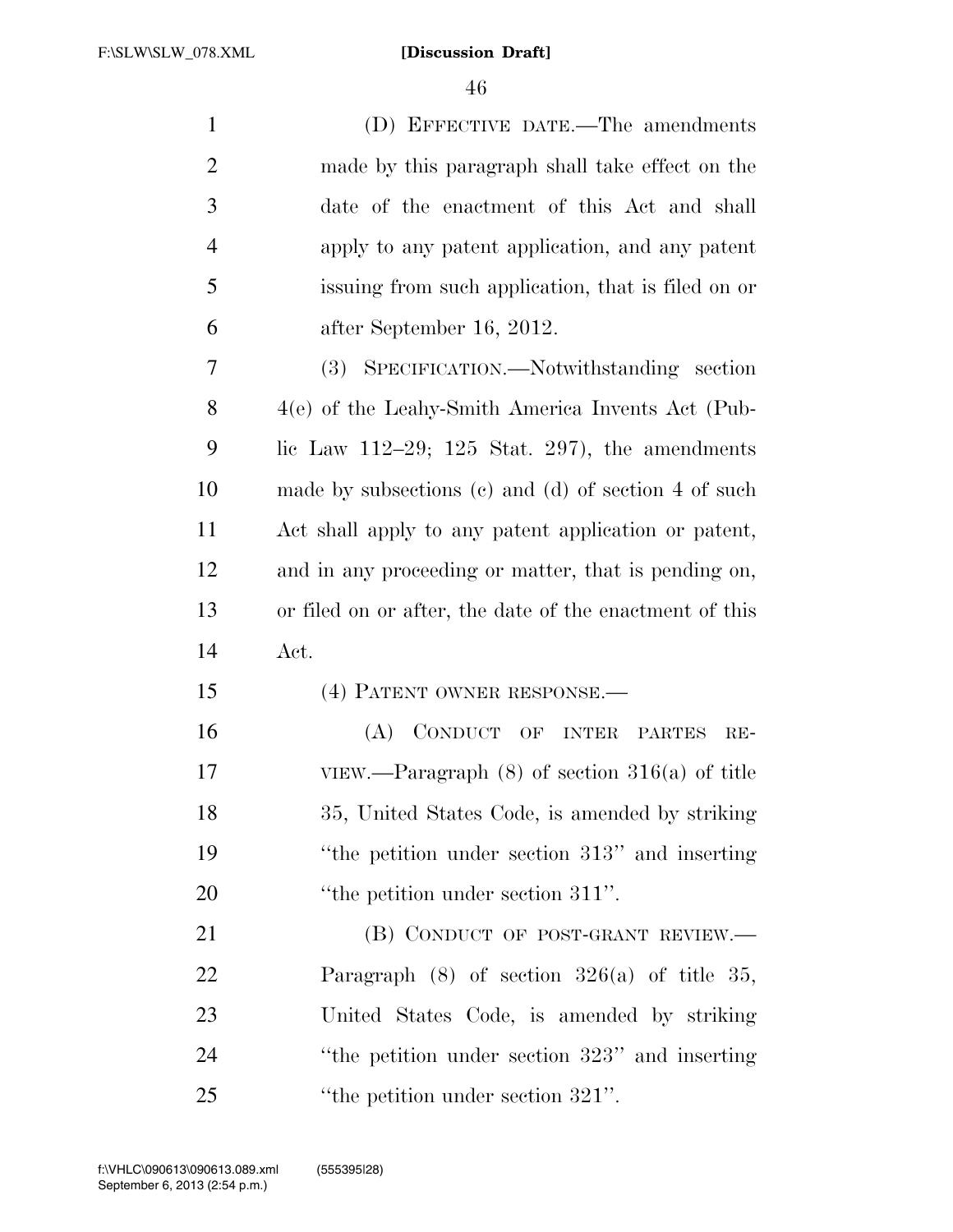(D) EFFECTIVE DATE.—The amendments made by this paragraph shall take effect on the date of the enactment of this Act and shall apply to any patent application, and any patent issuing from such application, that is filed on or after September 16, 2012.

(3) SPECIFICATION.—Notwithstanding section 4(e) of the Leahy-Smith America Invents Act (Public Law 112–29; 125 Stat. 297), the amendments made by subsections (c) and (d) of section 4 of such Act shall apply to any patent application or patent, and in any proceeding or matter, that is pending on, or filed on or after, the date of the enactment of this Act.

(4) PATENT OWNER RESPONSE.—

(A) CONDUCT OF INTER PARTES REVIEW.—Paragraph (8) of section 316(a) of title 35, United States Code, is amended by striking "the petition under section 313" and inserting "the petition under section 311".

(B) CONDUCT OF POST-GRANT REVIEW.—Paragraph (8) of section 326(a) of title 35, United States Code, is amended by striking "the petition under section 323" and inserting "the petition under section 321".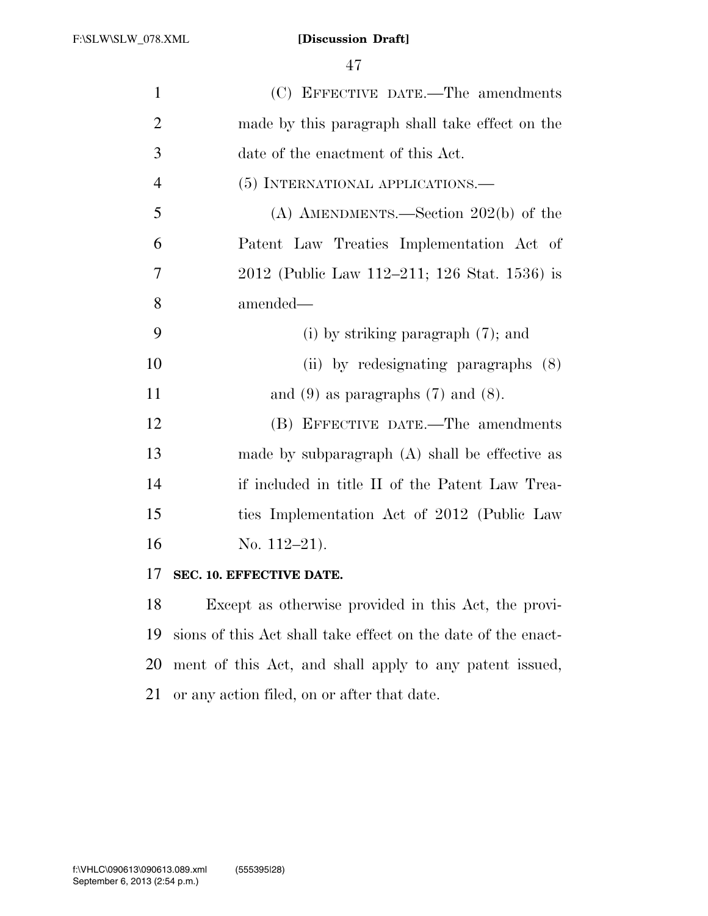(C) EFFECTIVE DATE.—The amendments made by this paragraph shall take effect on the date of the enactment of this Act.

(5) INTERNATIONAL APPLICATIONS.—

(A) AMENDMENTS.—Section 202(b) of the Patent Law Treaties Implementation Act of 2012 (Public Law 112–211; 126 Stat. 1536) is amended—

(i) by striking paragraph (7); and

(ii) by redesignating paragraphs (8) and (9) as paragraphs (7) and (8).

(B) EFFECTIVE DATE.—The amendments made by subparagraph (A) shall be effective as if included in title II of the Patent Law Treaties Implementation Act of 2012 (Public Law No. 112–21).

**SEC. 10. EFFECTIVE DATE.**

Except as otherwise provided in this Act, the provisions of this Act shall take effect on the date of the enactment of this Act, and shall apply to any patent issued, or any action filed, on or after that date.